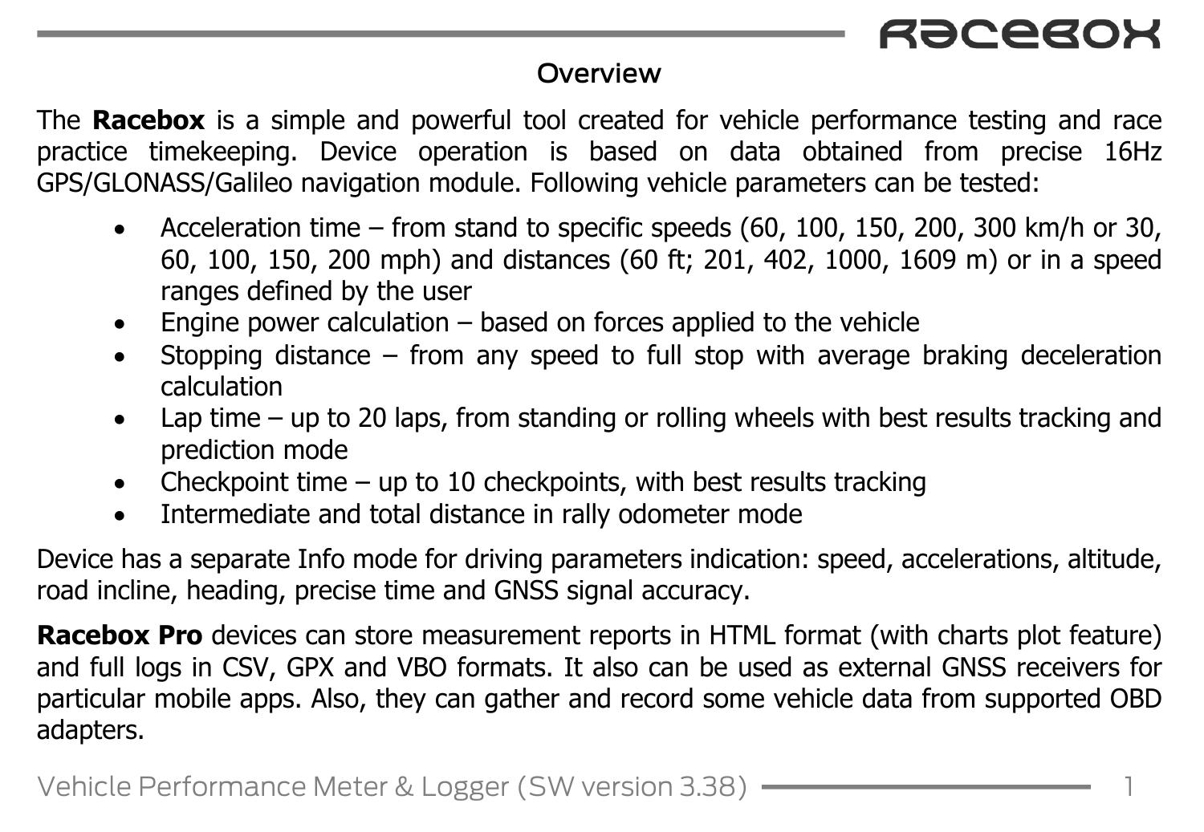## Overview

The **Racebox** is a simple and powerful tool created for vehicle performance testing and race practice timekeeping. Device operation is based on data obtained from precise 16Hz GPS/GLONASS/Galileo navigation module. Following vehicle parameters can be tested:

- Acceleration time – from stand to specific speeds (60, 100, 150, 200, 300 km/h or 30, 60, 100, 150, 200 mph) and distances (60 ft; 201, 402, 1000, 1609 m) or in a speed ranges defined by the user
- Engine power calculation – based on forces applied to the vehicle
- Stopping distance – from any speed to full stop with average braking deceleration calculation
- Lap time – up to 20 laps, from standing or rolling wheels with best results tracking and prediction mode
- Checkpoint time – up to 10 checkpoints, with best results tracking
- Intermediate and total distance in rally odometer mode

Device has a separate Info mode for driving parameters indication: speed, accelerations, altitude, road incline, heading, precise time and GNSS signal accuracy.

**Racebox Pro** devices can store measurement reports in HTML format (with charts plot feature) and full logs in CSV, GPX and VBO formats. It also can be used as external GNSS receivers for particular mobile apps. Also, they can gather and record some vehicle data from supported OBD adapters.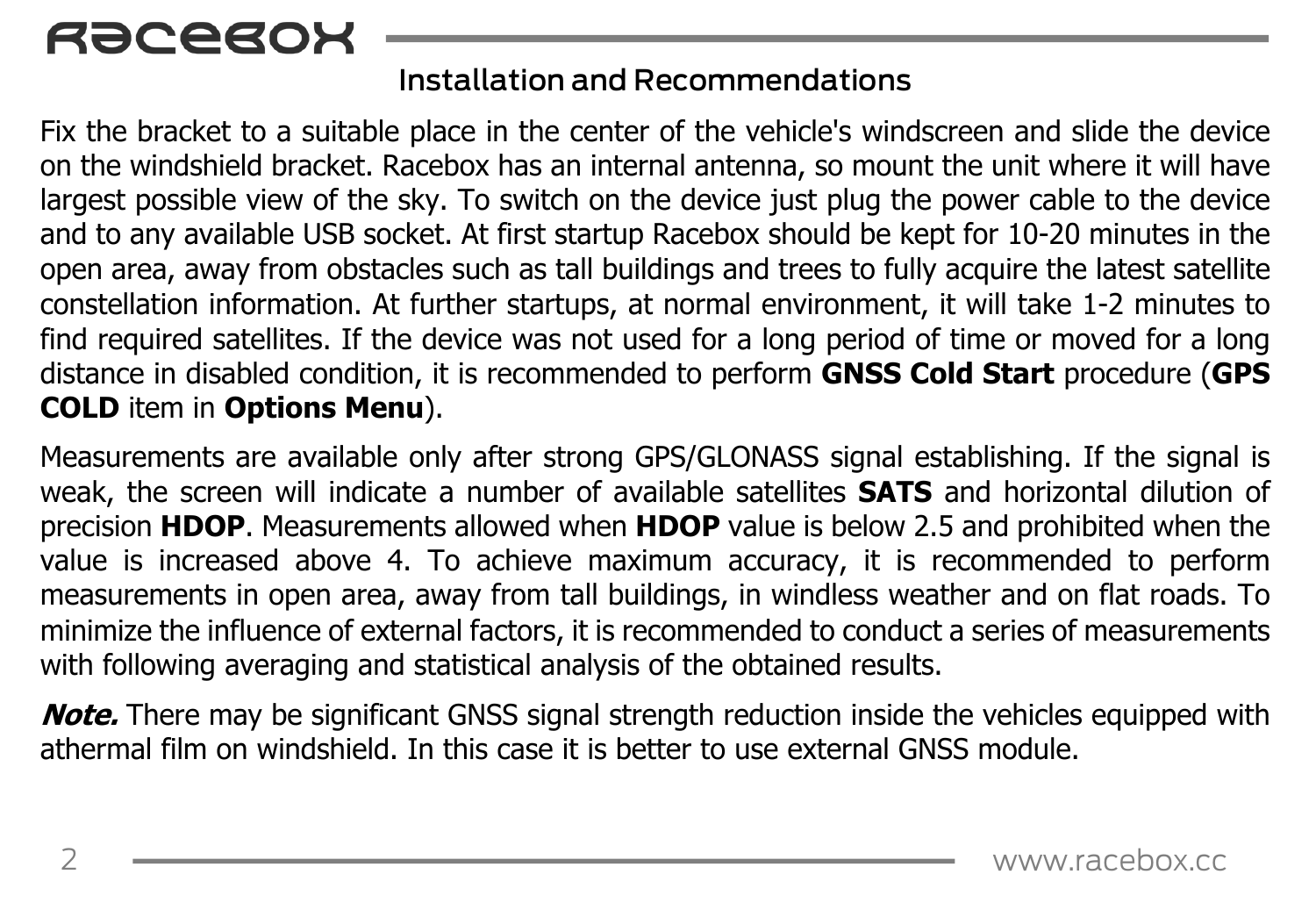## Installation and Recommendations

Fix the bracket to a suitable place in the center of the vehicle's windscreen and slide the device on the windshield bracket. Racebox has an internal antenna, so mount the unit where it will have largest possible view of the sky. To switch on the device just plug the power cable to the device and to any available USB socket. At first startup Racebox should be kept for 10-20 minutes in the open area, away from obstacles such as tall buildings and trees to fully acquire the latest satellite constellation information. At further startups, at normal environment, it will take 1-2 minutes to find required satellites. If the device was not used for a long period of time or moved for a long distance in disabled condition, it is recommended to perform **GNSS Cold Start** procedure (**GPS COLD** item in **Options Menu**).

Measurements are available only after strong GPS/GLONASS signal establishing. If the signal is weak, the screen will indicate a number of available satellites **SATS** and horizontal dilution of precision **HDOP**. Measurements allowed when **HDOP** value is below 2.5 and prohibited when the value is increased above 4. To achieve maximum accuracy, it is recommended to perform measurements in open area, away from tall buildings, in windless weather and on flat roads. To minimize the influence of external factors, it is recommended to conduct a series of measurements with following averaging and statistical analysis of the obtained results.

***Note.*** There may be significant GNSS signal strength reduction inside the vehicles equipped with athermal film on windshield. In this case it is better to use external GNSS module.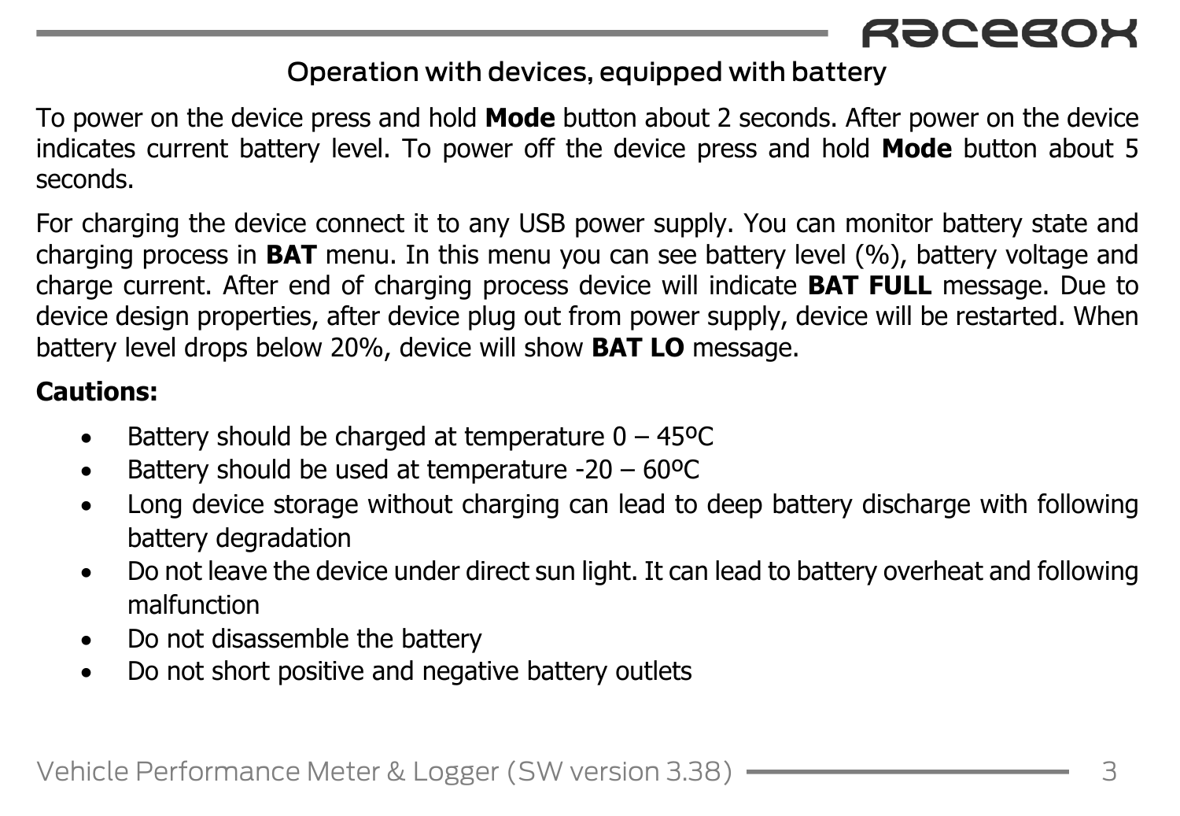## Operation with devices, equipped with battery

To power on the device press and hold **Mode** button about 2 seconds. After power on the device indicates current battery level. To power off the device press and hold **Mode** button about 5 seconds.

For charging the device connect it to any USB power supply. You can monitor battery state and charging process in **BAT** menu. In this menu you can see battery level (%), battery voltage and charge current. After end of charging process device will indicate **BAT FULL** message. Due to device design properties, after device plug out from power supply, device will be restarted. When battery level drops below 20%, device will show **BAT LO** message.

**Cautions:**

- Battery should be charged at temperature 0 – 45ºC
- Battery should be used at temperature -20 – 60ºC
- Long device storage without charging can lead to deep battery discharge with following battery degradation
- Do not leave the device under direct sun light. It can lead to battery overheat and following malfunction
- Do not disassemble the battery
- Do not short positive and negative battery outlets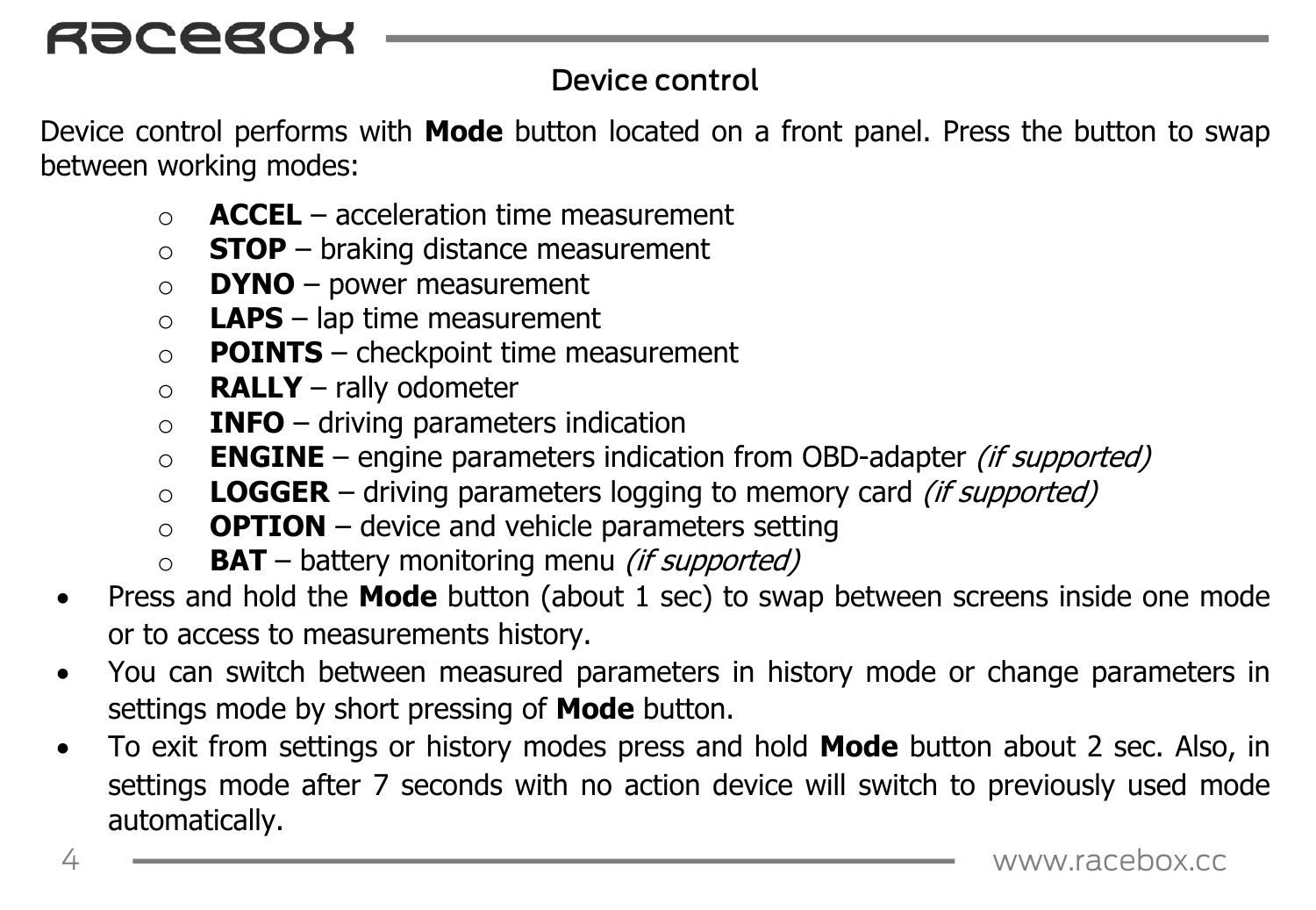## Device control

Device control performs with **Mode** button located on a front panel. Press the button to swap between working modes:

- **ACCEL** – acceleration time measurement
- **STOP** – braking distance measurement
- **DYNO** – power measurement
- **LAPS** – lap time measurement
- **POINTS** – checkpoint time measurement
- **RALLY** – rally odometer
- **INFO** – driving parameters indication
- **ENGINE** – engine parameters indication from OBD-adapter *(if supported)*
- **LOGGER** – driving parameters logging to memory card *(if supported)*
- **OPTION** – device and vehicle parameters setting
- **BAT** – battery monitoring menu *(if supported)*

- Press and hold the **Mode** button (about 1 sec) to swap between screens inside one mode or to access to measurements history.
- You can switch between measured parameters in history mode or change parameters in settings mode by short pressing of **Mode** button.
- To exit from settings or history modes press and hold **Mode** button about 2 sec. Also, in settings mode after 7 seconds with no action device will switch to previously used mode automatically.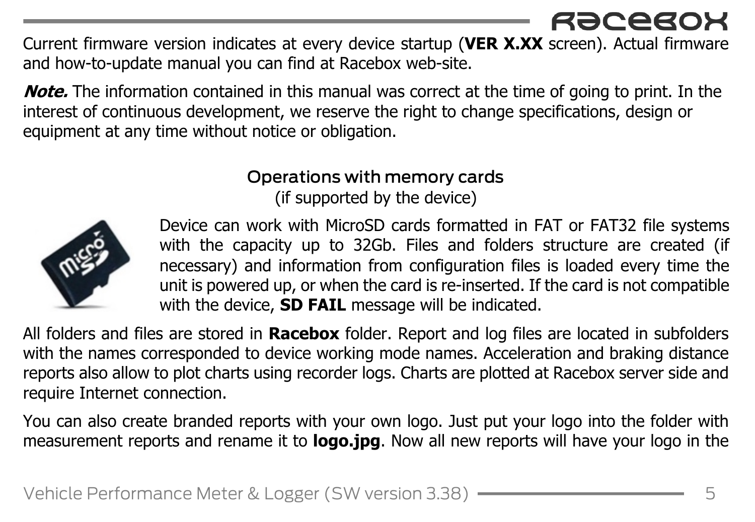Current firmware version indicates at every device startup (**VER X.XX** screen). Actual firmware and how-to-update manual you can find at Racebox web-site.

***Note.*** The information contained in this manual was correct at the time of going to print. In the interest of continuous development, we reserve the right to change specifications, design or equipment at any time without notice or obligation.

## Operations with memory cards

(if supported by the device)

Device can work with MicroSD cards formatted in FAT or FAT32 file systems with the capacity up to 32Gb. Files and folders structure are created (if necessary) and information from configuration files is loaded every time the unit is powered up, or when the card is re-inserted. If the card is not compatible with the device, **SD FAIL** message will be indicated.

All folders and files are stored in **Racebox** folder. Report and log files are located in subfolders with the names corresponded to device working mode names. Acceleration and braking distance reports also allow to plot charts using recorder logs. Charts are plotted at Racebox server side and require Internet connection.

You can also create branded reports with your own logo. Just put your logo into the folder with measurement reports and rename it to **logo.jpg**. Now all new reports will have your logo in the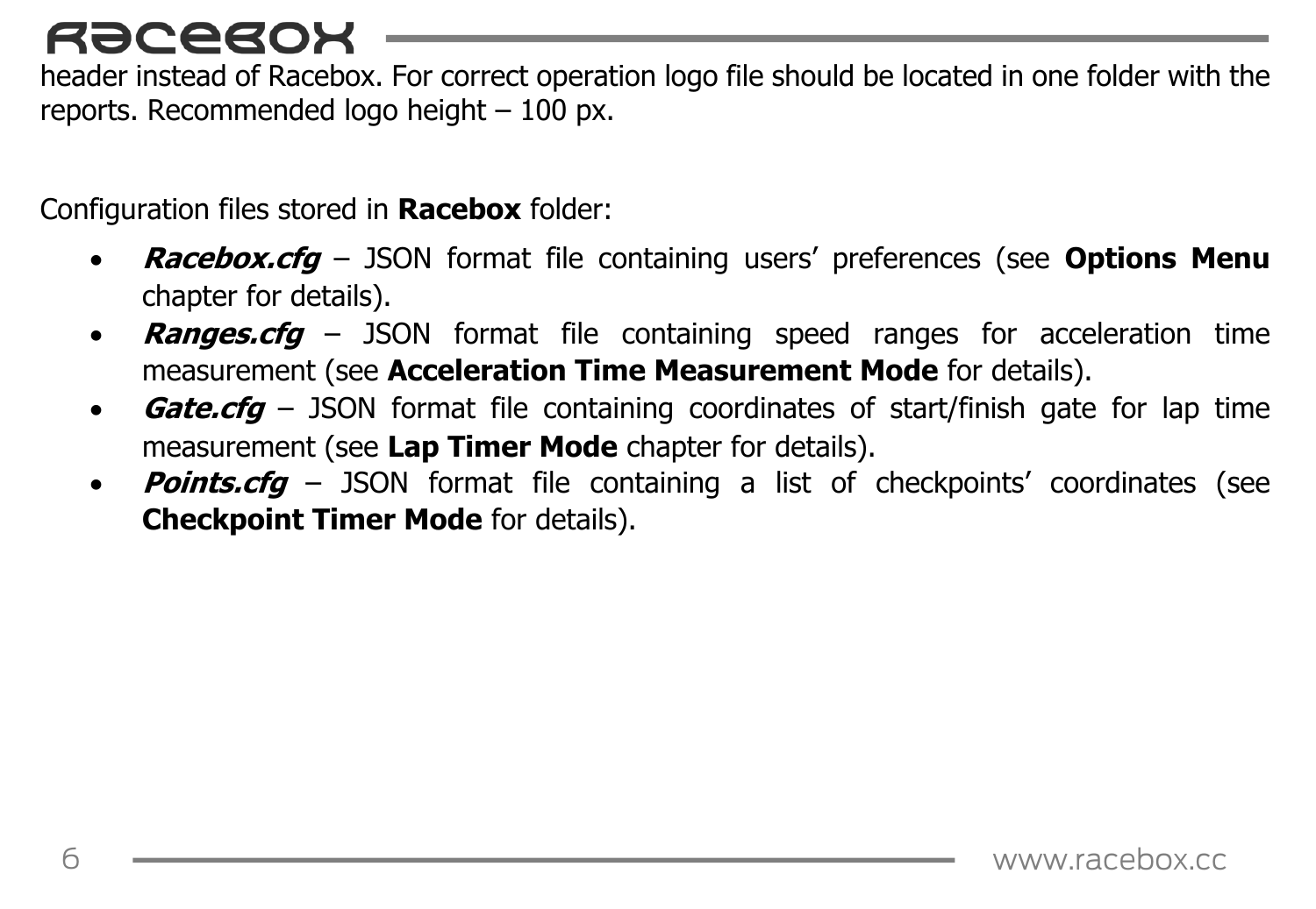header instead of Racebox. For correct operation logo file should be located in one folder with the reports. Recommended logo height – 100 px.

Configuration files stored in **Racebox** folder:

- ***Racebox.cfg*** – JSON format file containing users' preferences (see **Options Menu** chapter for details).
- ***Ranges.cfg*** – JSON format file containing speed ranges for acceleration time measurement (see **Acceleration Time Measurement Mode** for details).
- ***Gate.cfg*** – JSON format file containing coordinates of start/finish gate for lap time measurement (see **Lap Timer Mode** chapter for details).
- ***Points.cfg*** – JSON format file containing a list of checkpoints' coordinates (see **Checkpoint Timer Mode** for details).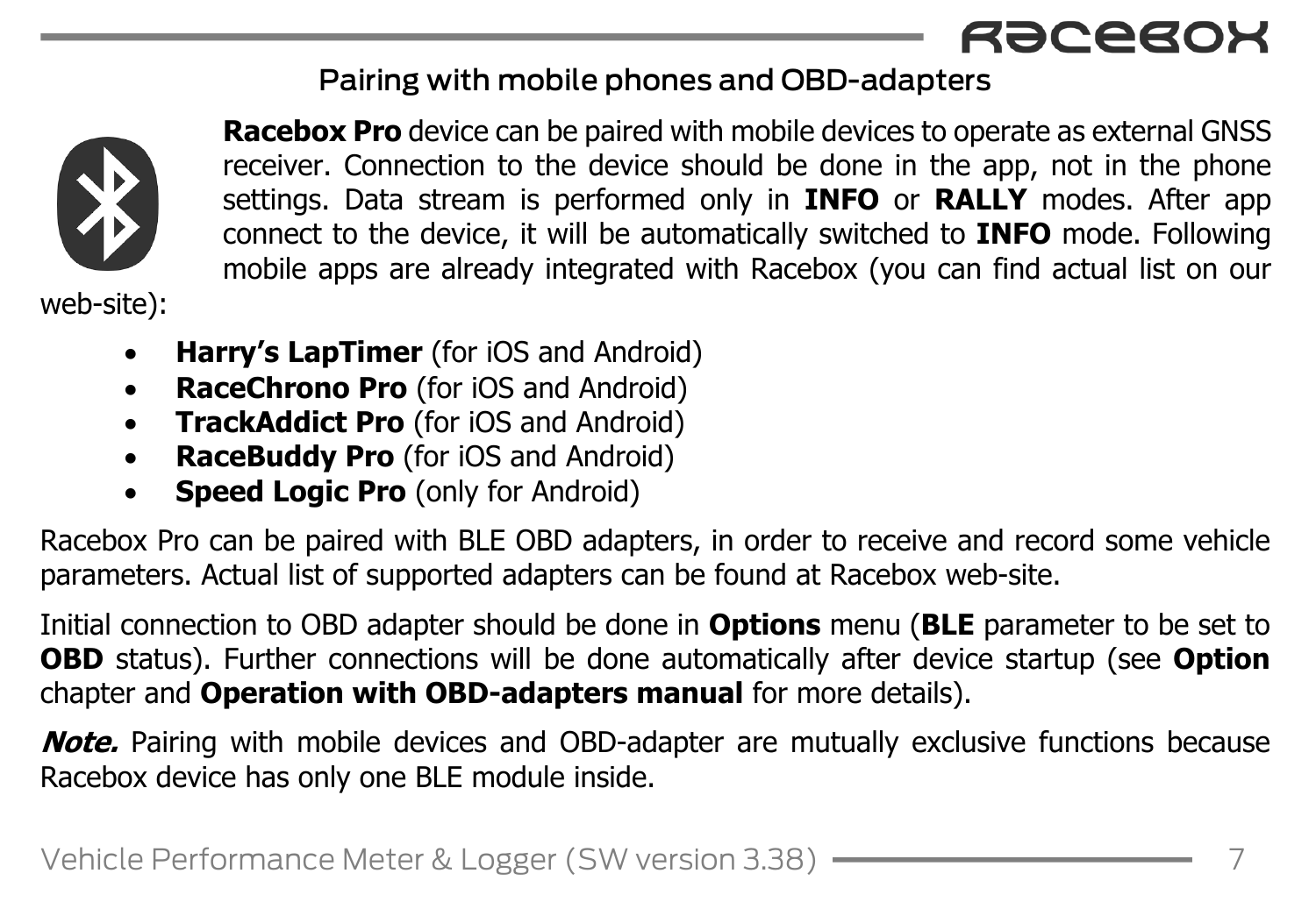## Pairing with mobile phones and OBD-adapters

**Racebox Pro** device can be paired with mobile devices to operate as external GNSS receiver. Connection to the device should be done in the app, not in the phone settings. Data stream is performed only in **INFO** or **RALLY** modes. After app connect to the device, it will be automatically switched to **INFO** mode. Following mobile apps are already integrated with Racebox (you can find actual list on our web-site):

- **Harry's LapTimer** (for iOS and Android)
- **RaceChrono Pro** (for iOS and Android)
- **TrackAddict Pro** (for iOS and Android)
- **RaceBuddy Pro** (for iOS and Android)
- **Speed Logic Pro** (only for Android)

Racebox Pro can be paired with BLE OBD adapters, in order to receive and record some vehicle parameters. Actual list of supported adapters can be found at Racebox web-site.

Initial connection to OBD adapter should be done in **Options** menu (**BLE** parameter to be set to **OBD** status). Further connections will be done automatically after device startup (see **Option** chapter and **Operation with OBD-adapters manual** for more details).

***Note.*** Pairing with mobile devices and OBD-adapter are mutually exclusive functions because Racebox device has only one BLE module inside.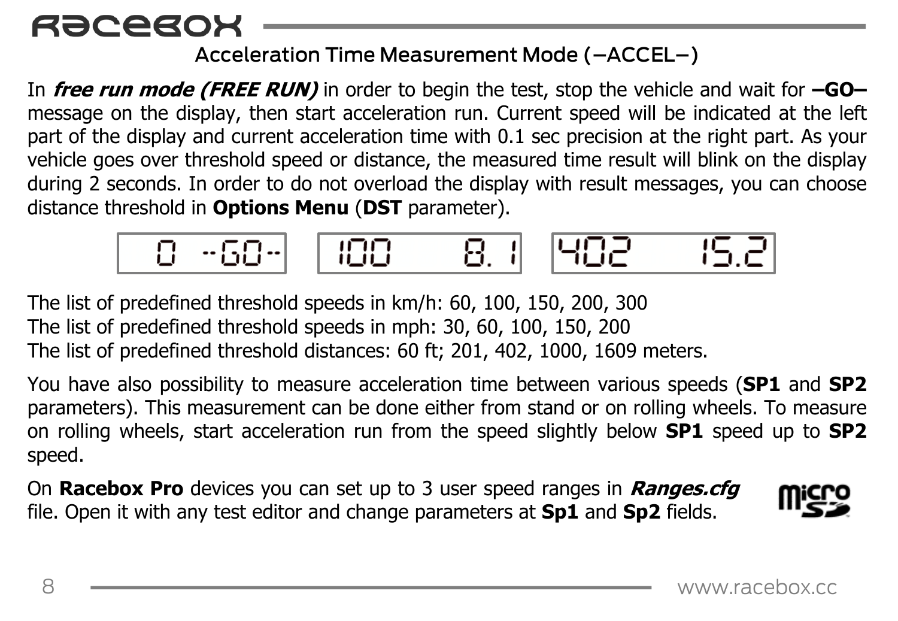## Acceleration Time Measurement Mode (–ACCEL–)

In ***free run mode (FREE RUN)*** in order to begin the test, stop the vehicle and wait for **–GO–** message on the display, then start acceleration run. Current speed will be indicated at the left part of the display and current acceleration time with 0.1 sec precision at the right part. As your vehicle goes over threshold speed or distance, the measured time result will blink on the display during 2 seconds. In order to do not overload the display with result messages, you can choose distance threshold in **Options Menu** (**DST** parameter).

The list of predefined threshold speeds in km/h: 60, 100, 150, 200, 300
The list of predefined threshold speeds in mph: 30, 60, 100, 150, 200
The list of predefined threshold distances: 60 ft; 201, 402, 1000, 1609 meters.

You have also possibility to measure acceleration time between various speeds (**SP1** and **SP2** parameters). This measurement can be done either from stand or on rolling wheels. To measure on rolling wheels, start acceleration run from the speed slightly below **SP1** speed up to **SP2** speed.

On **Racebox Pro** devices you can set up to 3 user speed ranges in ***Ranges.cfg*** file. Open it with any test editor and change parameters at **Sp1** and **Sp2** fields.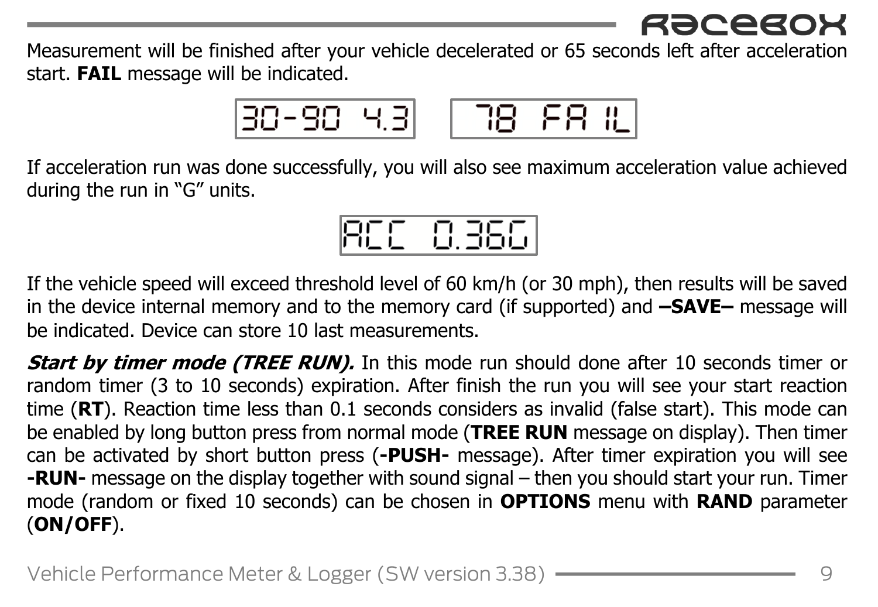Measurement will be finished after your vehicle decelerated or 65 seconds left after acceleration start. **FAIL** message will be indicated.

`30-90 4.3`   `78 FAIL`

If acceleration run was done successfully, you will also see maximum acceleration value achieved during the run in “G” units.

`ACC 0.36G`

If the vehicle speed will exceed threshold level of 60 km/h (or 30 mph), then results will be saved in the device internal memory and to the memory card (if supported) and **–SAVE–** message will be indicated. Device can store 10 last measurements.

***Start by timer mode (TREE RUN).*** In this mode run should done after 10 seconds timer or random timer (3 to 10 seconds) expiration. After finish the run you will see your start reaction time (**RT**). Reaction time less than 0.1 seconds considers as invalid (false start). This mode can be enabled by long button press from normal mode (**TREE RUN** message on display). Then timer can be activated by short button press (**-PUSH-** message). After timer expiration you will see **-RUN-** message on the display together with sound signal – then you should start your run. Timer mode (random or fixed 10 seconds) can be chosen in **OPTIONS** menu with **RAND** parameter (**ON/OFF**).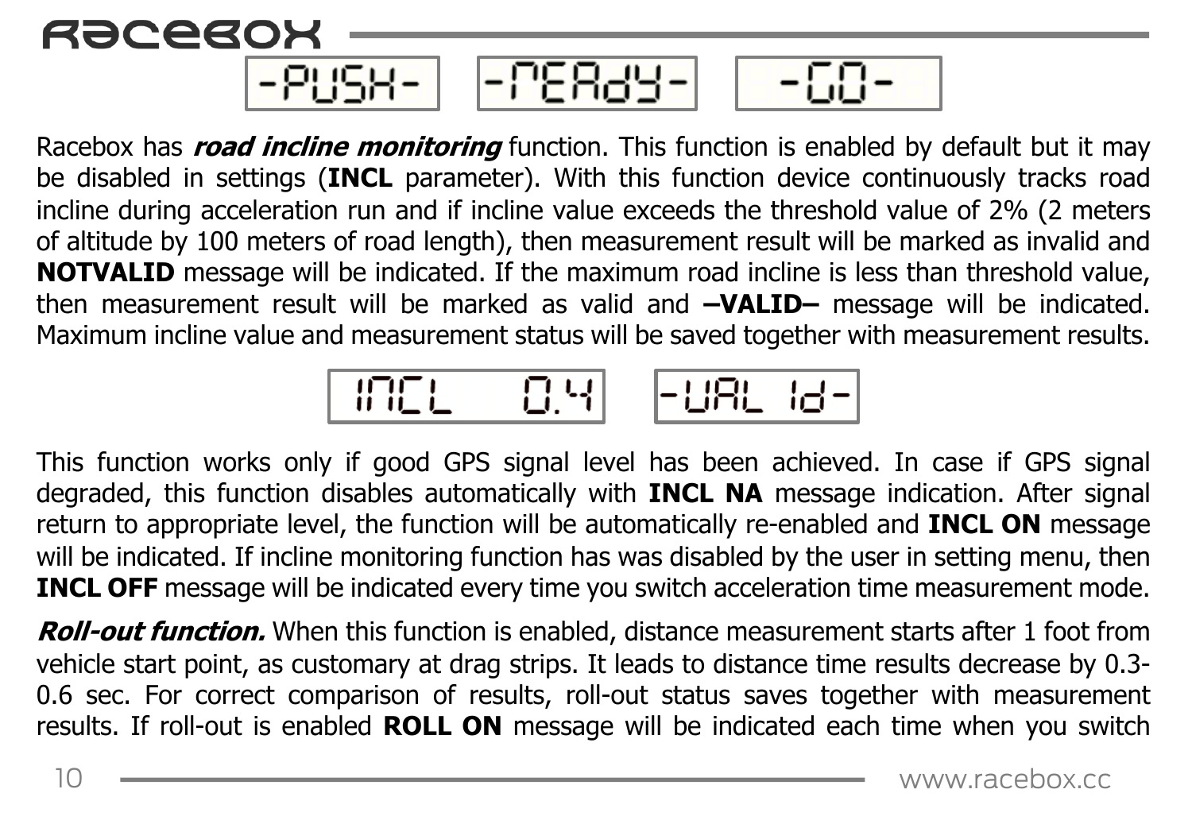-PUSH- -READY- -GO-

Racebox has ***road incline monitoring*** function. This function is enabled by default but it may be disabled in settings (**INCL** parameter). With this function device continuously tracks road incline during acceleration run and if incline value exceeds the threshold value of 2% (2 meters of altitude by 100 meters of road length), then measurement result will be marked as invalid and **NOTVALID** message will be indicated. If the maximum road incline is less than threshold value, then measurement result will be marked as valid and **–VALID–** message will be indicated. Maximum incline value and measurement status will be saved together with measurement results.

INCL 0.4 -VALID-

This function works only if good GPS signal level has been achieved. In case if GPS signal degraded, this function disables automatically with **INCL NA** message indication. After signal return to appropriate level, the function will be automatically re-enabled and **INCL ON** message will be indicated. If incline monitoring function has was disabled by the user in setting menu, then **INCL OFF** message will be indicated every time you switch acceleration time measurement mode.

***Roll-out function.*** When this function is enabled, distance measurement starts after 1 foot from vehicle start point, as customary at drag strips. It leads to distance time results decrease by 0.3-0.6 sec. For correct comparison of results, roll-out status saves together with measurement results. If roll-out is enabled **ROLL ON** message will be indicated each time when you switch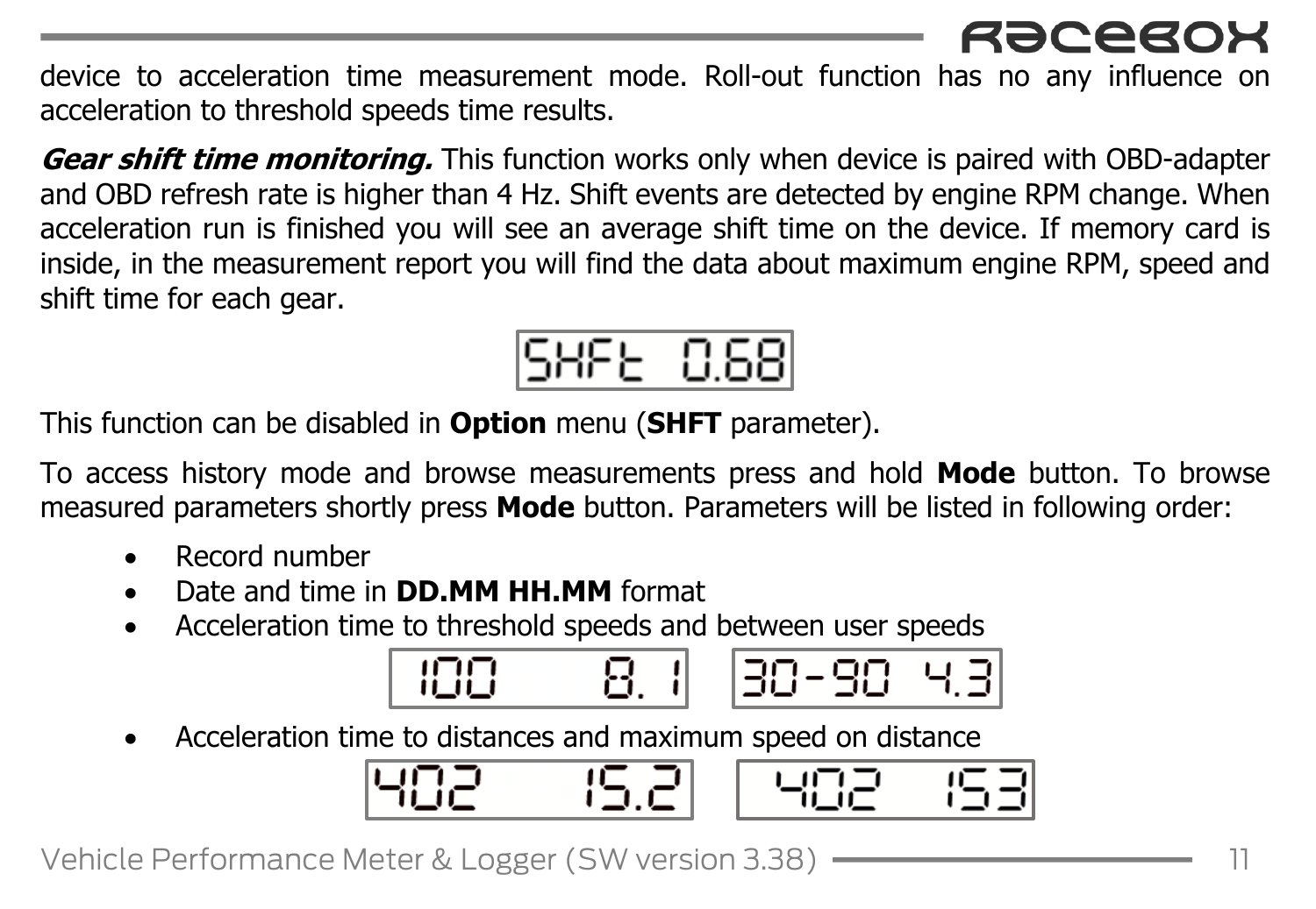device to acceleration time measurement mode. Roll-out function has no any influence on acceleration to threshold speeds time results.

***Gear shift time monitoring.*** This function works only when device is paired with OBD-adapter and OBD refresh rate is higher than 4 Hz. Shift events are detected by engine RPM change. When acceleration run is finished you will see an average shift time on the device. If memory card is inside, in the measurement report you will find the data about maximum engine RPM, speed and shift time for each gear.

```
SHFt 0.68
```

This function can be disabled in **Option** menu (**SHFT** parameter).

To access history mode and browse measurements press and hold **Mode** button. To browse measured parameters shortly press **Mode** button. Parameters will be listed in following order:

- Record number
- Date and time in **DD.MM HH.MM** format
- Acceleration time to threshold speeds and between user speeds

```
100      8.1
30-90  4.3
```

- Acceleration time to distances and maximum speed on distance

```
402     15.2
402      153
```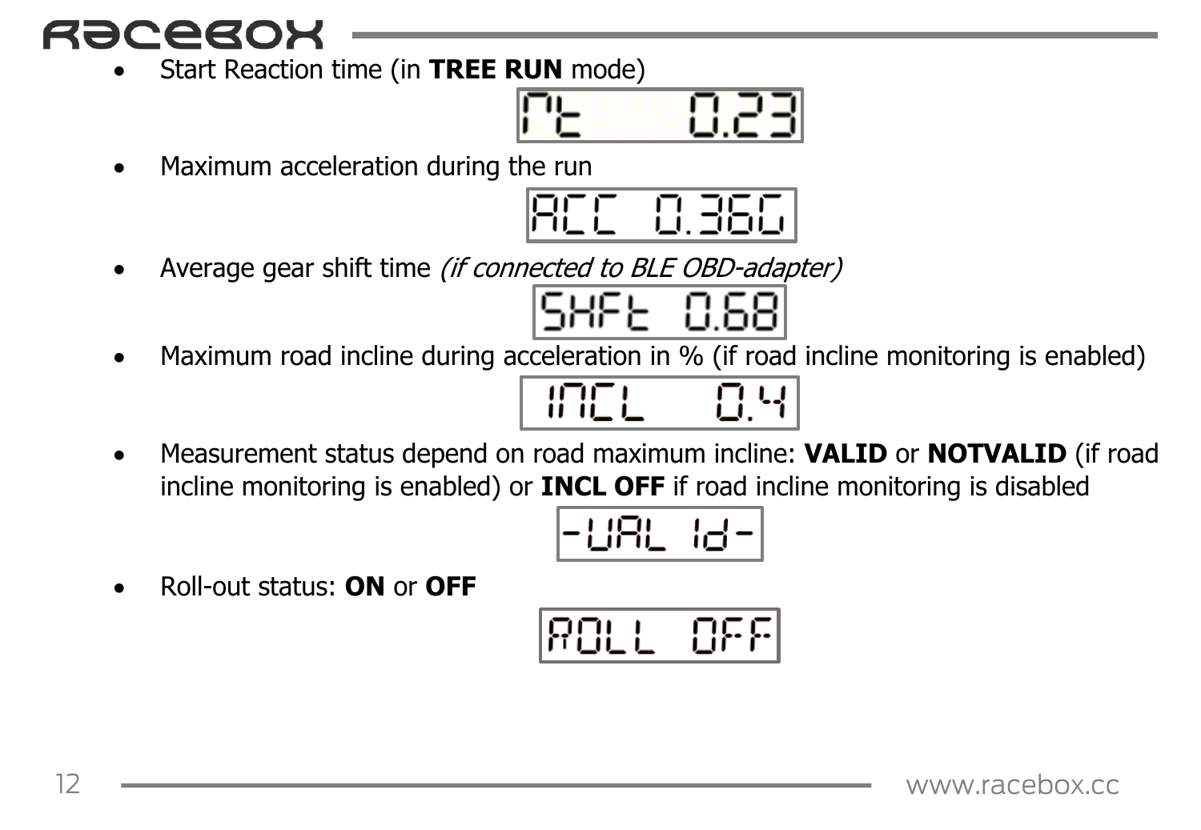- Start Reaction time (in **TREE RUN** mode)

  rt 0.23

- Maximum acceleration during the run

  ACC 0.36G

- Average gear shift time *(if connected to BLE OBD-adapter)*

  SHFt 0.68

- Maximum road incline during acceleration in % (if road incline monitoring is enabled)

  INCL 0.4

- Measurement status depend on road maximum incline: **VALID** or **NOTVALID** (if road incline monitoring is enabled) or **INCL OFF** if road incline monitoring is disabled

  -VAL Id-

- Roll-out status: **ON** or **OFF**

  ROLL OFF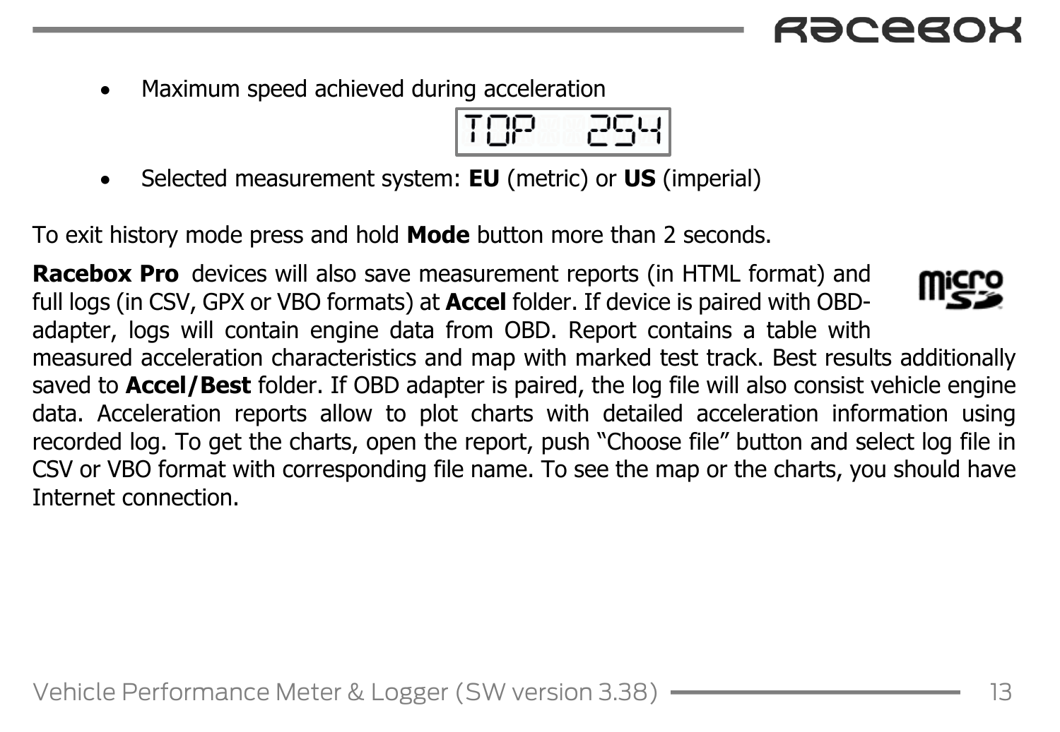- Maximum speed achieved during acceleration

- Selected measurement system: **EU** (metric) or **US** (imperial)

To exit history mode press and hold **Mode** button more than 2 seconds.

**Racebox Pro** devices will also save measurement reports (in HTML format) and full logs (in CSV, GPX or VBO formats) at **Accel** folder. If device is paired with OBD-adapter, logs will contain engine data from OBD. Report contains a table with measured acceleration characteristics and map with marked test track. Best results additionally saved to **Accel/Best** folder. If OBD adapter is paired, the log file will also consist vehicle engine data. Acceleration reports allow to plot charts with detailed acceleration information using recorded log. To get the charts, open the report, push "Choose file" button and select log file in CSV or VBO format with corresponding file name. To see the map or the charts, you should have Internet connection.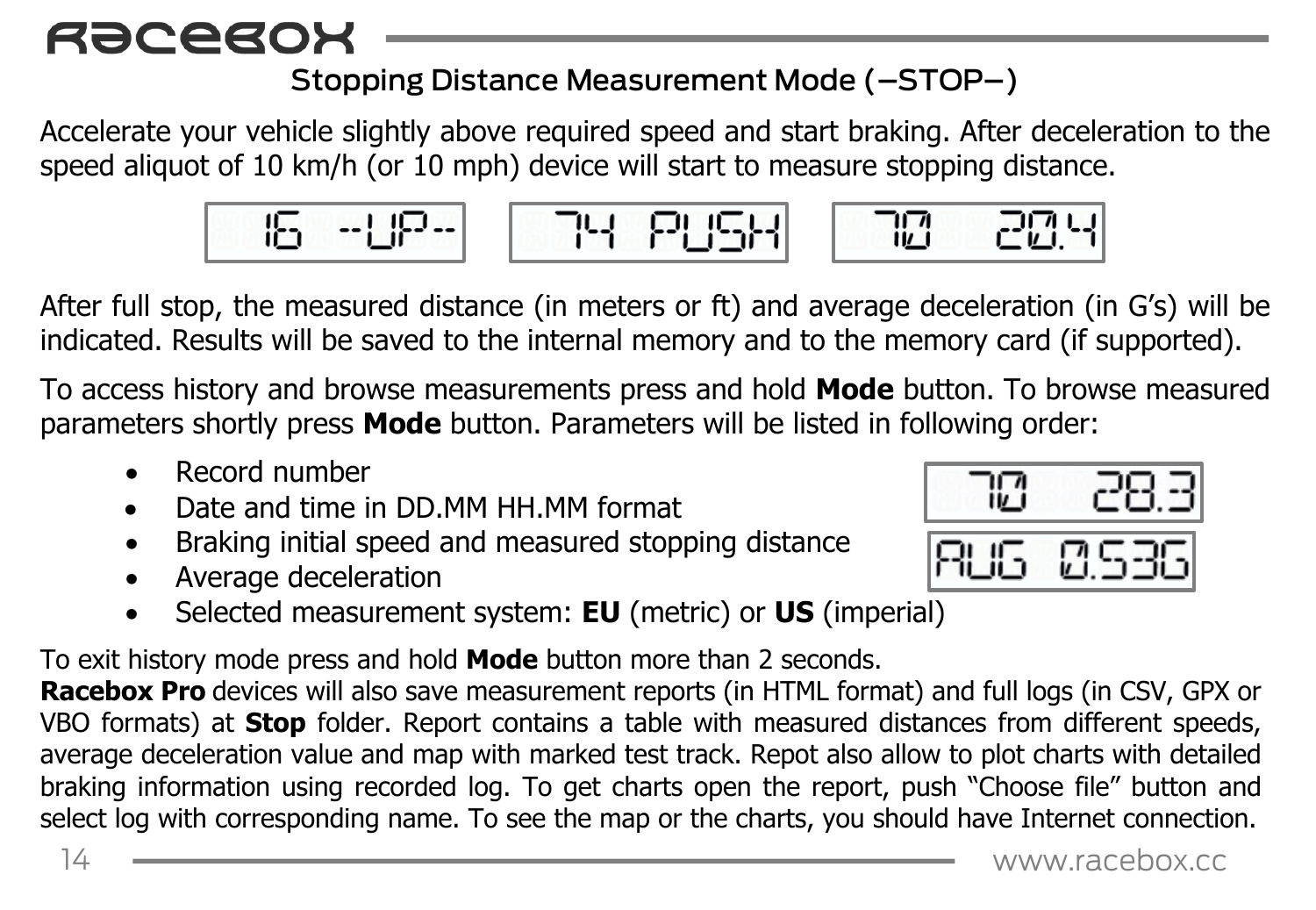## Stopping Distance Measurement Mode (–STOP–)

Accelerate your vehicle slightly above required speed and start braking. After deceleration to the speed aliquot of 10 km/h (or 10 mph) device will start to measure stopping distance.

After full stop, the measured distance (in meters or ft) and average deceleration (in G's) will be indicated. Results will be saved to the internal memory and to the memory card (if supported).

To access history and browse measurements press and hold **Mode** button. To browse measured parameters shortly press **Mode** button. Parameters will be listed in following order:

- Record number
- Date and time in DD.MM HH.MM format
- Braking initial speed and measured stopping distance
- Average deceleration
- Selected measurement system: **EU** (metric) or **US** (imperial)

To exit history mode press and hold **Mode** button more than 2 seconds.

**Racebox Pro** devices will also save measurement reports (in HTML format) and full logs (in CSV, GPX or VBO formats) at **Stop** folder. Report contains a table with measured distances from different speeds, average deceleration value and map with marked test track. Repot also allow to plot charts with detailed braking information using recorded log. To get charts open the report, push "Choose file" button and select log with corresponding name. To see the map or the charts, you should have Internet connection.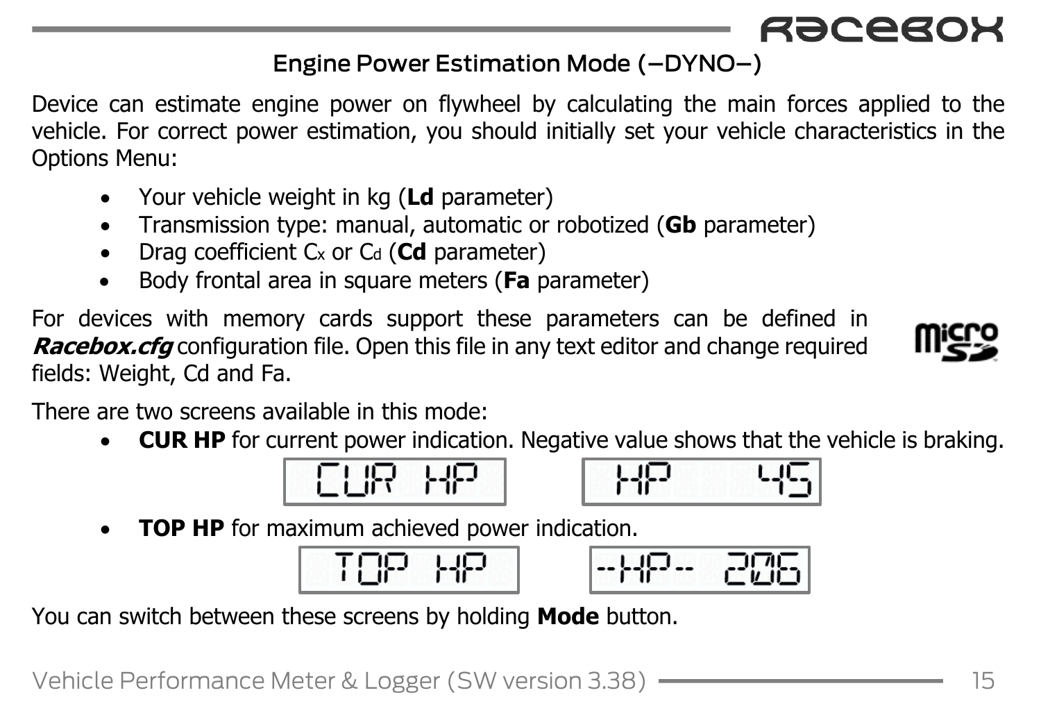## Engine Power Estimation Mode (–DYNO–)

Device can estimate engine power on flywheel by calculating the main forces applied to the vehicle. For correct power estimation, you should initially set your vehicle characteristics in the Options Menu:

- Your vehicle weight in kg (**Ld** parameter)
- Transmission type: manual, automatic or robotized (**Gb** parameter)
- Drag coefficient $C_x$ or $C_d$ (**Cd** parameter)
- Body frontal area in square meters (**Fa** parameter)

For devices with memory cards support these parameters can be defined in ***Racebox.cfg*** configuration file. Open this file in any text editor and change required fields: Weight, Cd and Fa.

There are two screens available in this mode:

- **CUR HP** for current power indication. Negative value shows that the vehicle is braking.

CUR HP &nbsp;&nbsp;&nbsp;&nbsp; HP 45

- **TOP HP** for maximum achieved power indication.

TOP HP &nbsp;&nbsp;&nbsp;&nbsp; -HP- 206

You can switch between these screens by holding **Mode** button.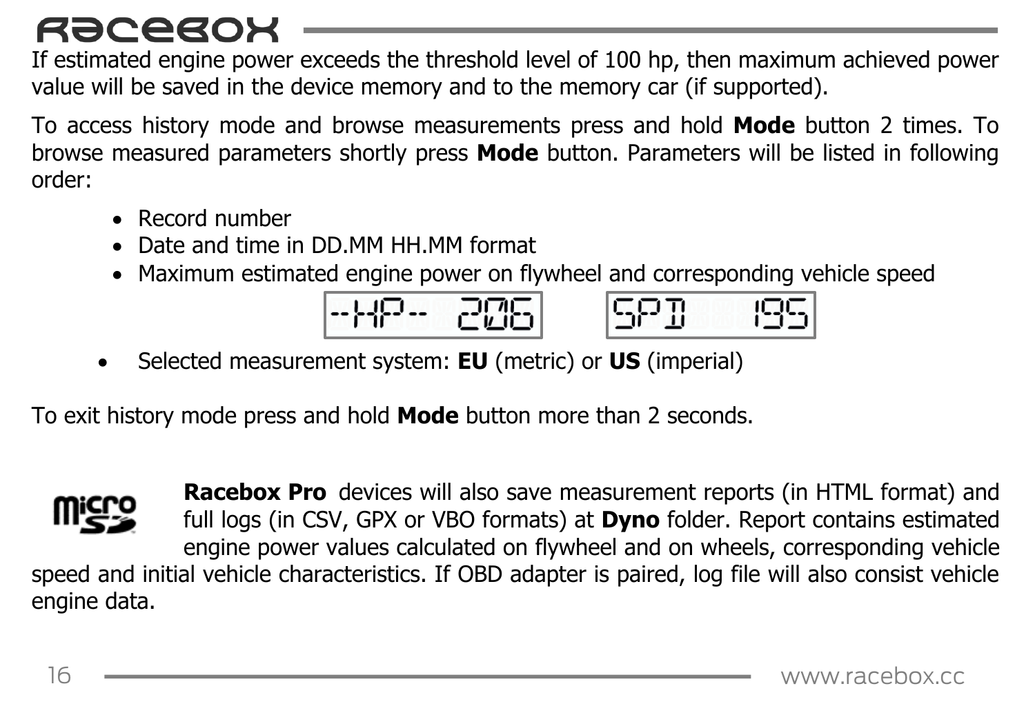If estimated engine power exceeds the threshold level of 100 hp, then maximum achieved power value will be saved in the device memory and to the memory car (if supported).

To access history mode and browse measurements press and hold **Mode** button 2 times. To browse measured parameters shortly press **Mode** button. Parameters will be listed in following order:

- Record number
- Date and time in DD.MM HH.MM format
- Maximum estimated engine power on flywheel and corresponding vehicle speed

-HP- 206 SPD 195

- Selected measurement system: **EU** (metric) or **US** (imperial)

To exit history mode press and hold **Mode** button more than 2 seconds.

**Racebox Pro** devices will also save measurement reports (in HTML format) and full logs (in CSV, GPX or VBO formats) at **Dyno** folder. Report contains estimated engine power values calculated on flywheel and on wheels, corresponding vehicle speed and initial vehicle characteristics. If OBD adapter is paired, log file will also consist vehicle engine data.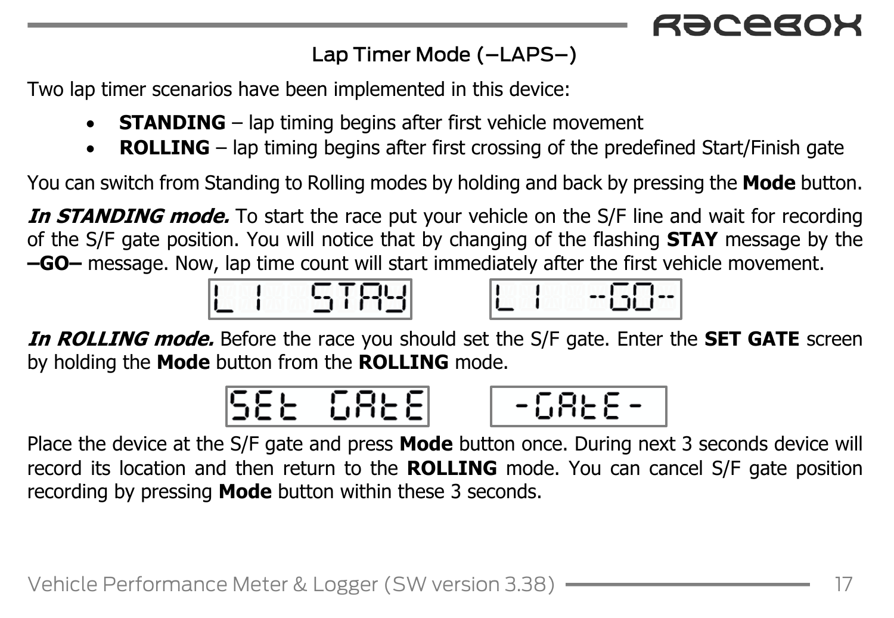## Lap Timer Mode (–LAPS–)

Two lap timer scenarios have been implemented in this device:

- **STANDING** – lap timing begins after first vehicle movement
- **ROLLING** – lap timing begins after first crossing of the predefined Start/Finish gate

You can switch from Standing to Rolling modes by holding and back by pressing the **Mode** button.

***In STANDING mode.*** To start the race put your vehicle on the S/F line and wait for recording of the S/F gate position. You will notice that by changing of the flashing **STAY** message by the **–GO–** message. Now, lap time count will start immediately after the first vehicle movement.

L 1 STAY    L 1 -GO-

***In ROLLING mode.*** Before the race you should set the S/F gate. Enter the **SET GATE** screen by holding the **Mode** button from the **ROLLING** mode.

SEt GAtE    -GAtE-

Place the device at the S/F gate and press **Mode** button once. During next 3 seconds device will record its location and then return to the **ROLLING** mode. You can cancel S/F gate position recording by pressing **Mode** button within these 3 seconds.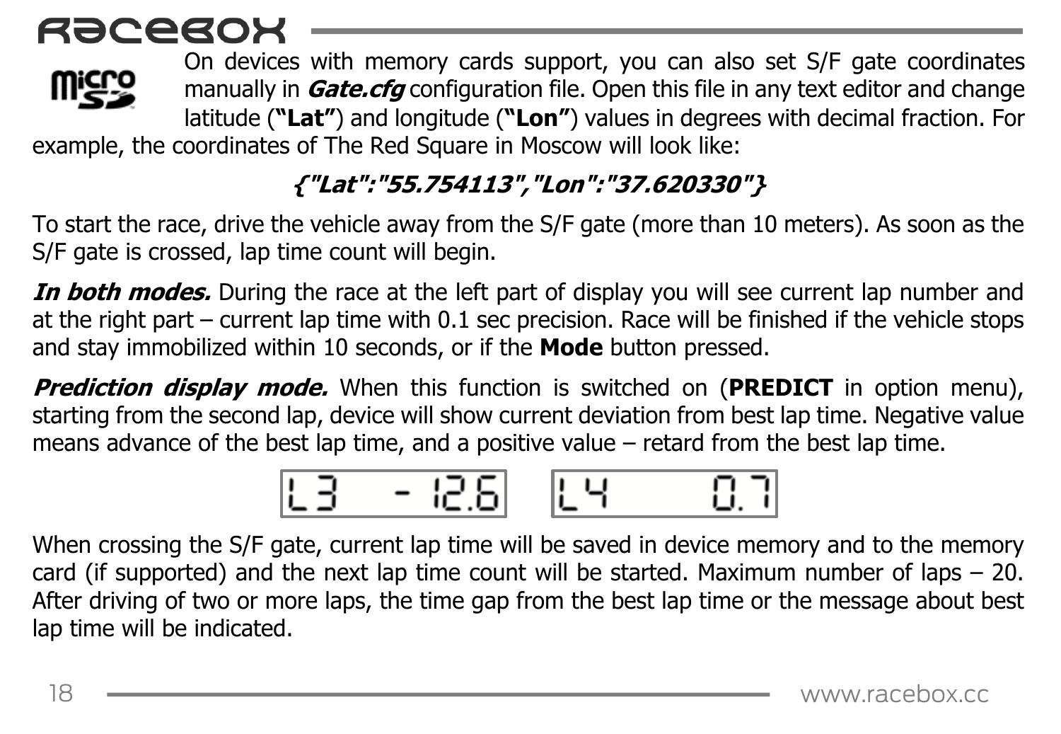On devices with memory cards support, you can also set S/F gate coordinates manually in ***Gate.cfg*** configuration file. Open this file in any text editor and change latitude (**"Lat"**) and longitude (**"Lon"**) values in degrees with decimal fraction. For example, the coordinates of The Red Square in Moscow will look like:

***{"Lat":"55.754113","Lon":"37.620330"}***

To start the race, drive the vehicle away from the S/F gate (more than 10 meters). As soon as the S/F gate is crossed, lap time count will begin.

***In both modes.*** During the race at the left part of display you will see current lap number and at the right part – current lap time with 0.1 sec precision. Race will be finished if the vehicle stops and stay immobilized within 10 seconds, or if the **Mode** button pressed.

***Prediction display mode.*** When this function is switched on (**PREDICT** in option menu), starting from the second lap, device will show current deviation from best lap time. Negative value means advance of the best lap time, and a positive value – retard from the best lap time.

L3 -12.6    L4 0.7

When crossing the S/F gate, current lap time will be saved in device memory and to the memory card (if supported) and the next lap time count will be started. Maximum number of laps – 20. After driving of two or more laps, the time gap from the best lap time or the message about best lap time will be indicated.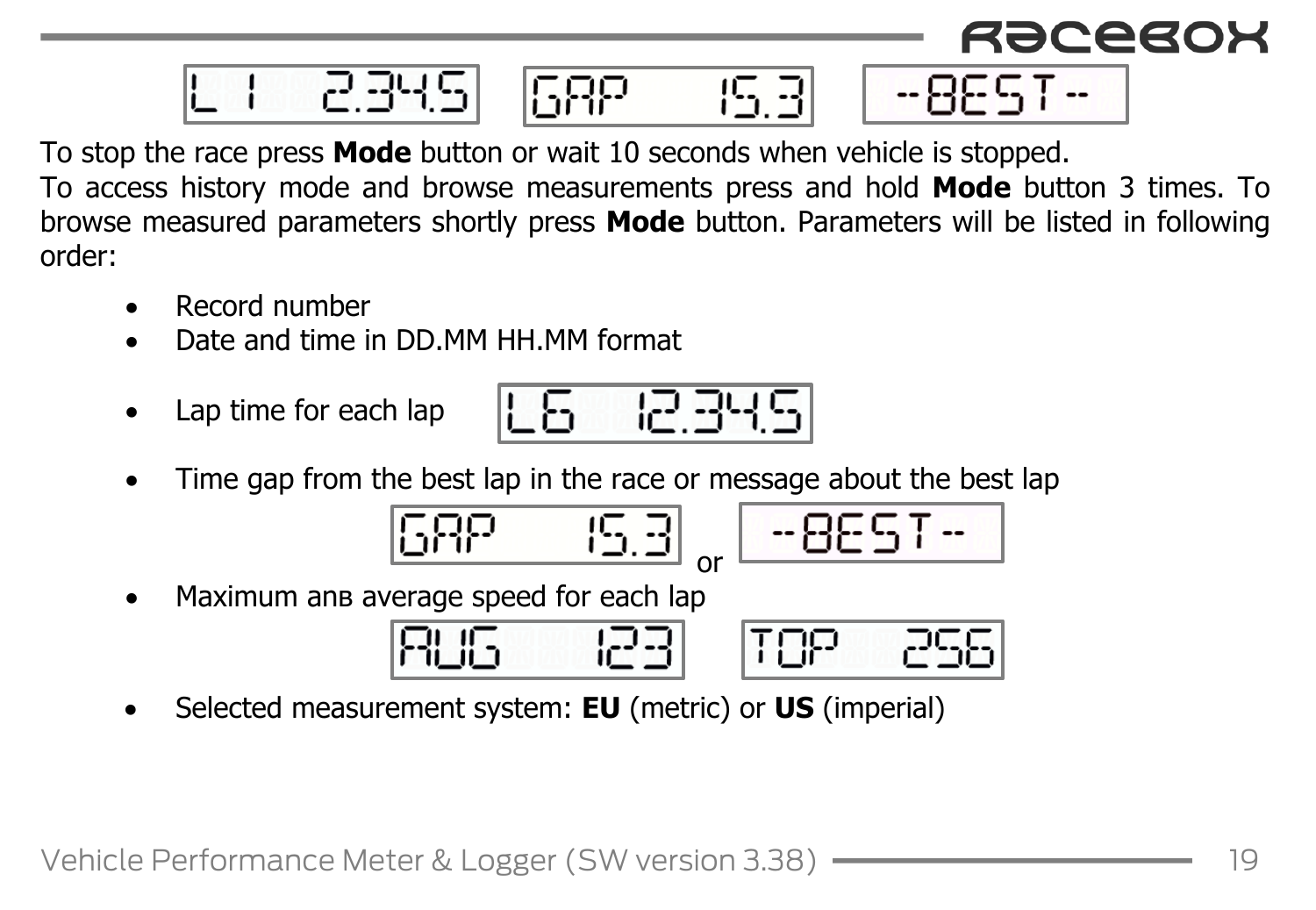To stop the race press **Mode** button or wait 10 seconds when vehicle is stopped.
To access history mode and browse measurements press and hold **Mode** button 3 times. To browse measured parameters shortly press **Mode** button. Parameters will be listed in following order:

- Record number
- Date and time in DD.MM HH.MM format
- Lap time for each lap
- Time gap from the best lap in the race or message about the best lap

  or

- Maximum anв average speed for each lap
- Selected measurement system: **EU** (metric) or **US** (imperial)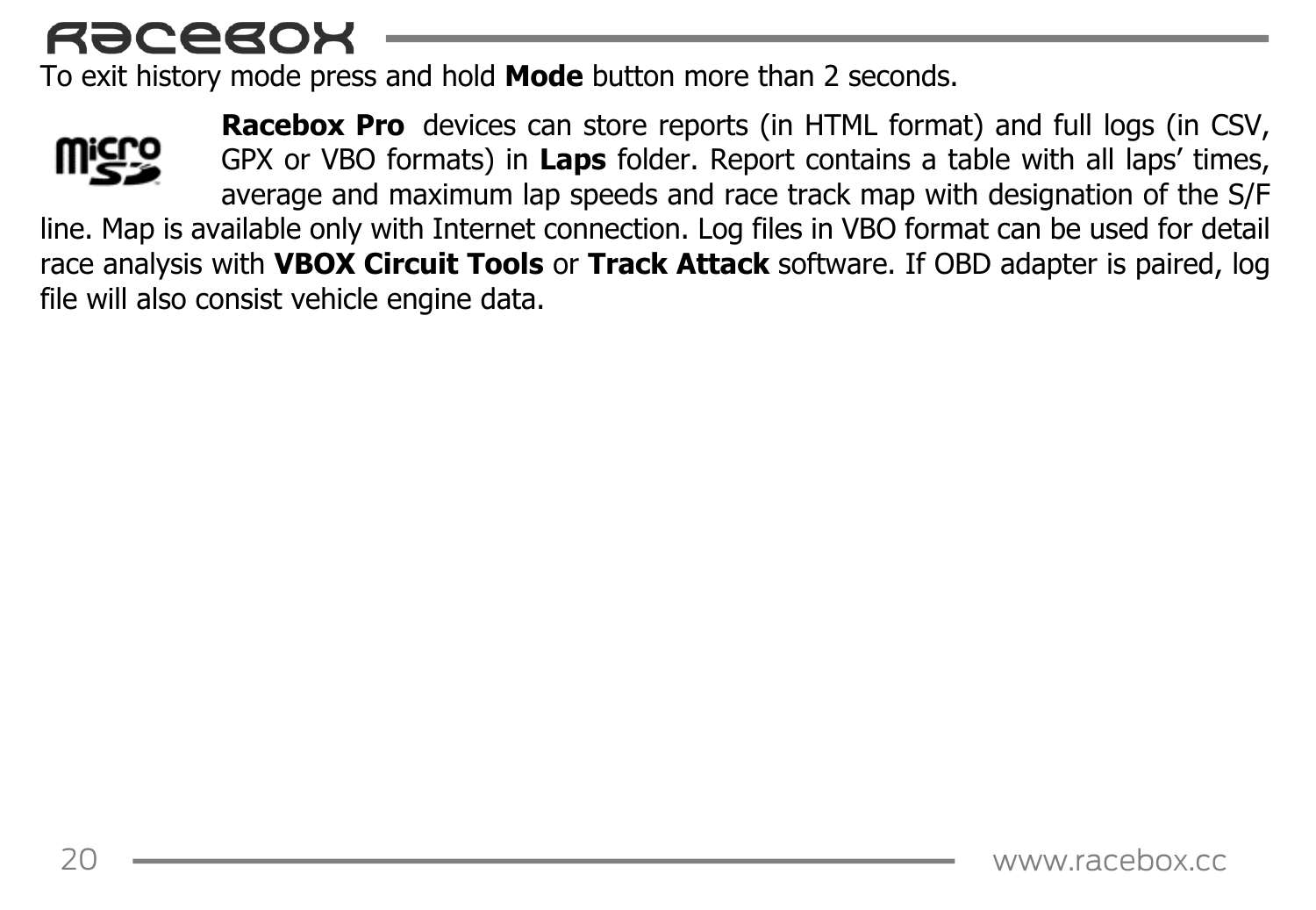To exit history mode press and hold **Mode** button more than 2 seconds.

**Racebox Pro** devices can store reports (in HTML format) and full logs (in CSV, GPX or VBO formats) in **Laps** folder. Report contains a table with all laps' times, average and maximum lap speeds and race track map with designation of the S/F line. Map is available only with Internet connection. Log files in VBO format can be used for detail race analysis with **VBOX Circuit Tools** or **Track Attack** software. If OBD adapter is paired, log file will also consist vehicle engine data.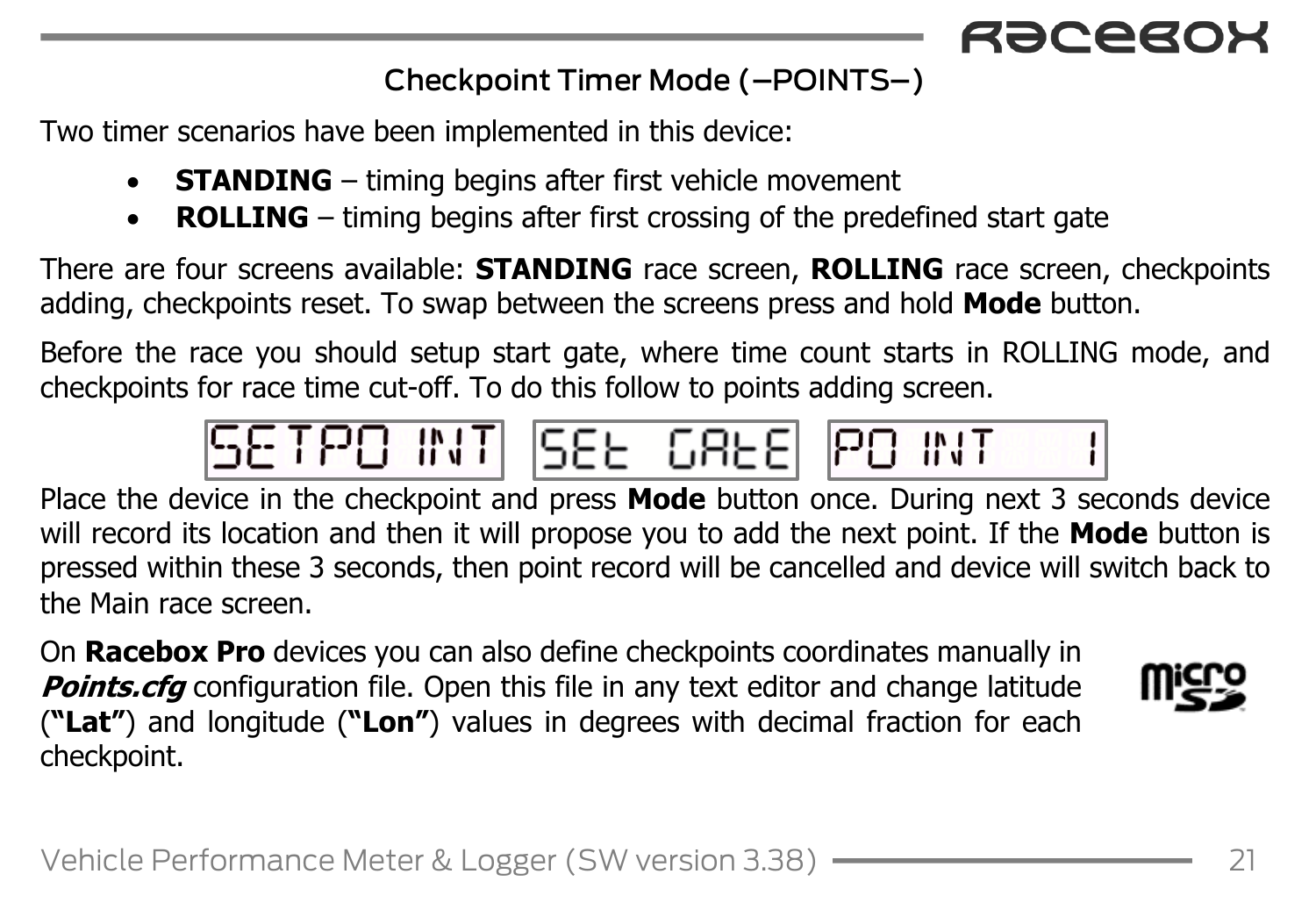## Checkpoint Timer Mode (–POINTS–)

Two timer scenarios have been implemented in this device:

- **STANDING** – timing begins after first vehicle movement
- **ROLLING** – timing begins after first crossing of the predefined start gate

There are four screens available: **STANDING** race screen, **ROLLING** race screen, checkpoints adding, checkpoints reset. To swap between the screens press and hold **Mode** button.

Before the race you should setup start gate, where time count starts in ROLLING mode, and checkpoints for race time cut-off. To do this follow to points adding screen.

SETPOINT | SEt GAtE | POINT 1

Place the device in the checkpoint and press **Mode** button once. During next 3 seconds device will record its location and then it will propose you to add the next point. If the **Mode** button is pressed within these 3 seconds, then point record will be cancelled and device will switch back to the Main race screen.

On **Racebox Pro** devices you can also define checkpoints coordinates manually in ***Points.cfg*** configuration file. Open this file in any text editor and change latitude (**"Lat"**) and longitude (**"Lon"**) values in degrees with decimal fraction for each checkpoint.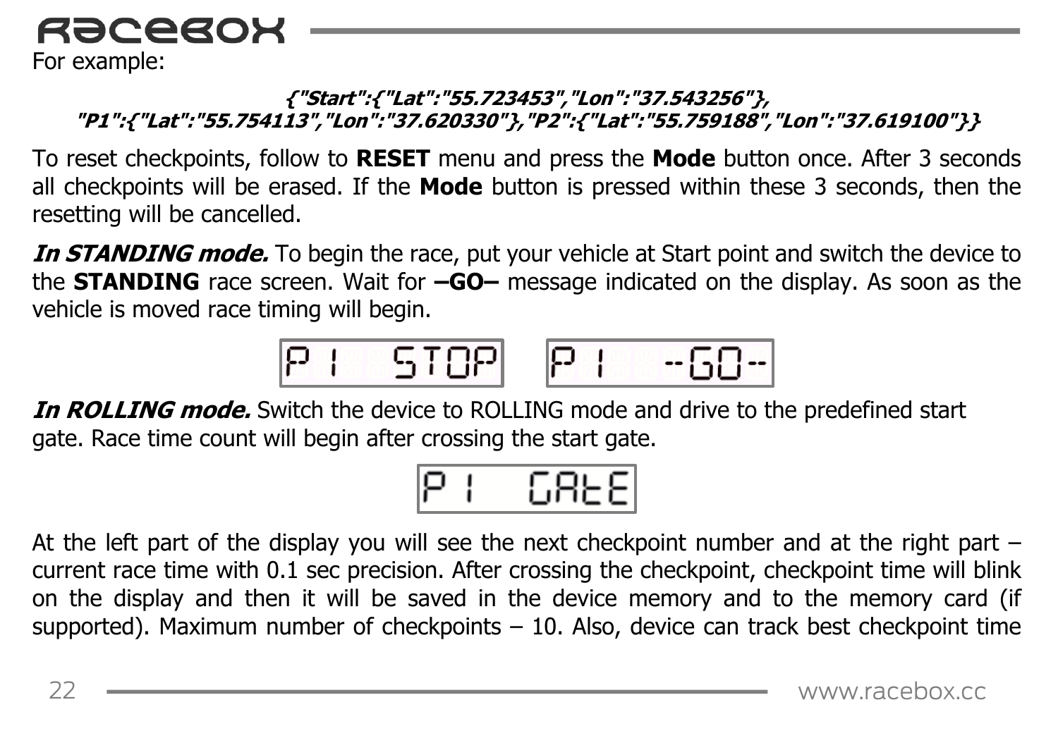For example:

***{"Start":{"Lat":"55.723453","Lon":"37.543256"},
"P1":{"Lat":"55.754113","Lon":"37.620330"},"P2":{"Lat":"55.759188","Lon":"37.619100"}}***

To reset checkpoints, follow to **RESET** menu and press the **Mode** button once. After 3 seconds all checkpoints will be erased. If the **Mode** button is pressed within these 3 seconds, then the resetting will be cancelled.

***In STANDING mode.*** To begin the race, put your vehicle at Start point and switch the device to the **STANDING** race screen. Wait for **–GO–** message indicated on the display. As soon as the vehicle is moved race timing will begin.

P1 STOP    P1 -GO-

***In ROLLING mode.*** Switch the device to ROLLING mode and drive to the predefined start gate. Race time count will begin after crossing the start gate.

P1 GAtE

At the left part of the display you will see the next checkpoint number and at the right part – current race time with 0.1 sec precision. After crossing the checkpoint, checkpoint time will blink on the display and then it will be saved in the device memory and to the memory card (if supported). Maximum number of checkpoints – 10. Also, device can track best checkpoint time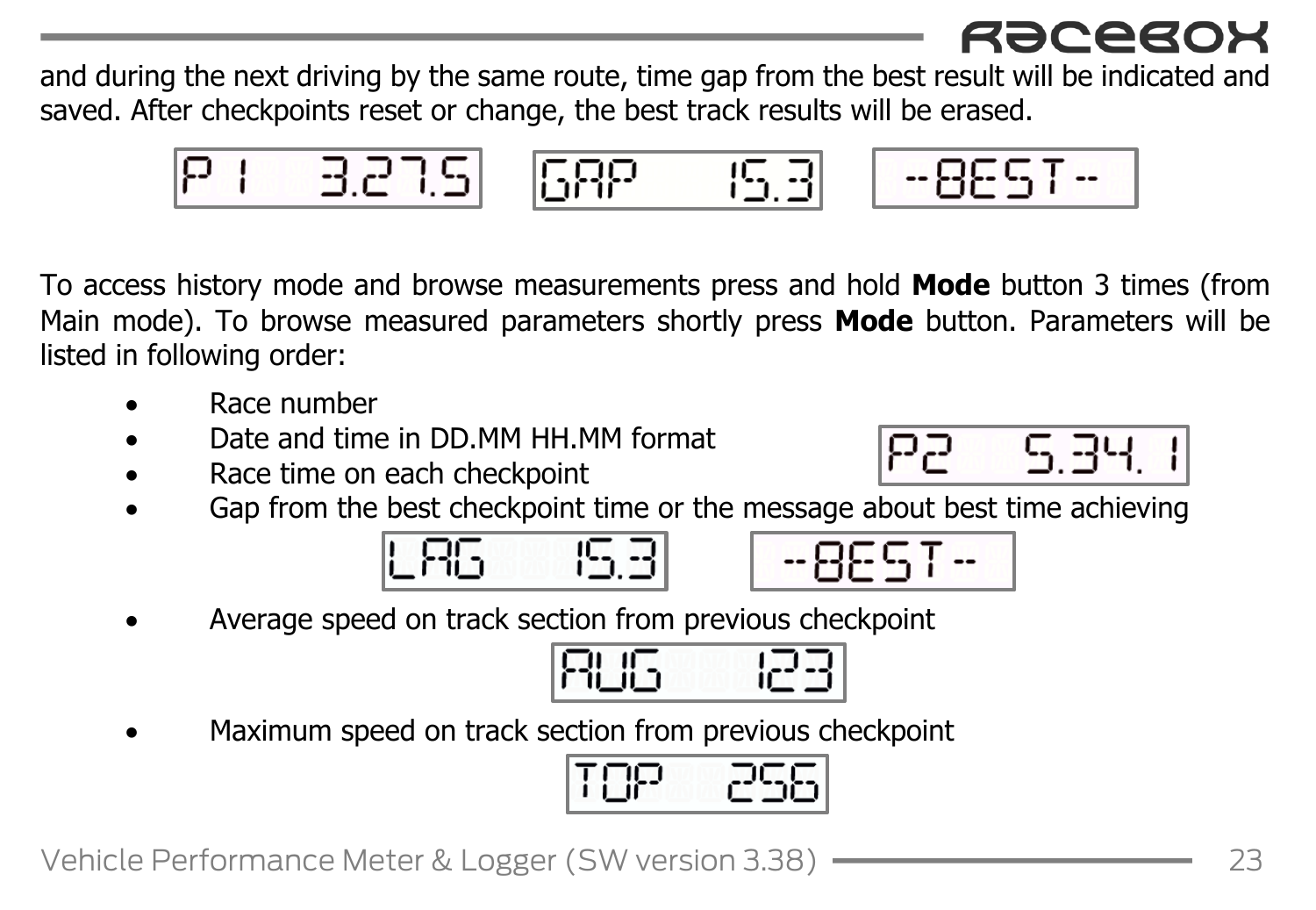and during the next driving by the same route, time gap from the best result will be indicated and saved. After checkpoints reset or change, the best track results will be erased.

To access history mode and browse measurements press and hold **Mode** button 3 times (from Main mode). To browse measured parameters shortly press **Mode** button. Parameters will be listed in following order:

- Race number
- Date and time in DD.MM HH.MM format
- Race time on each checkpoint
- Gap from the best checkpoint time or the message about best time achieving
- Average speed on track section from previous checkpoint
- Maximum speed on track section from previous checkpoint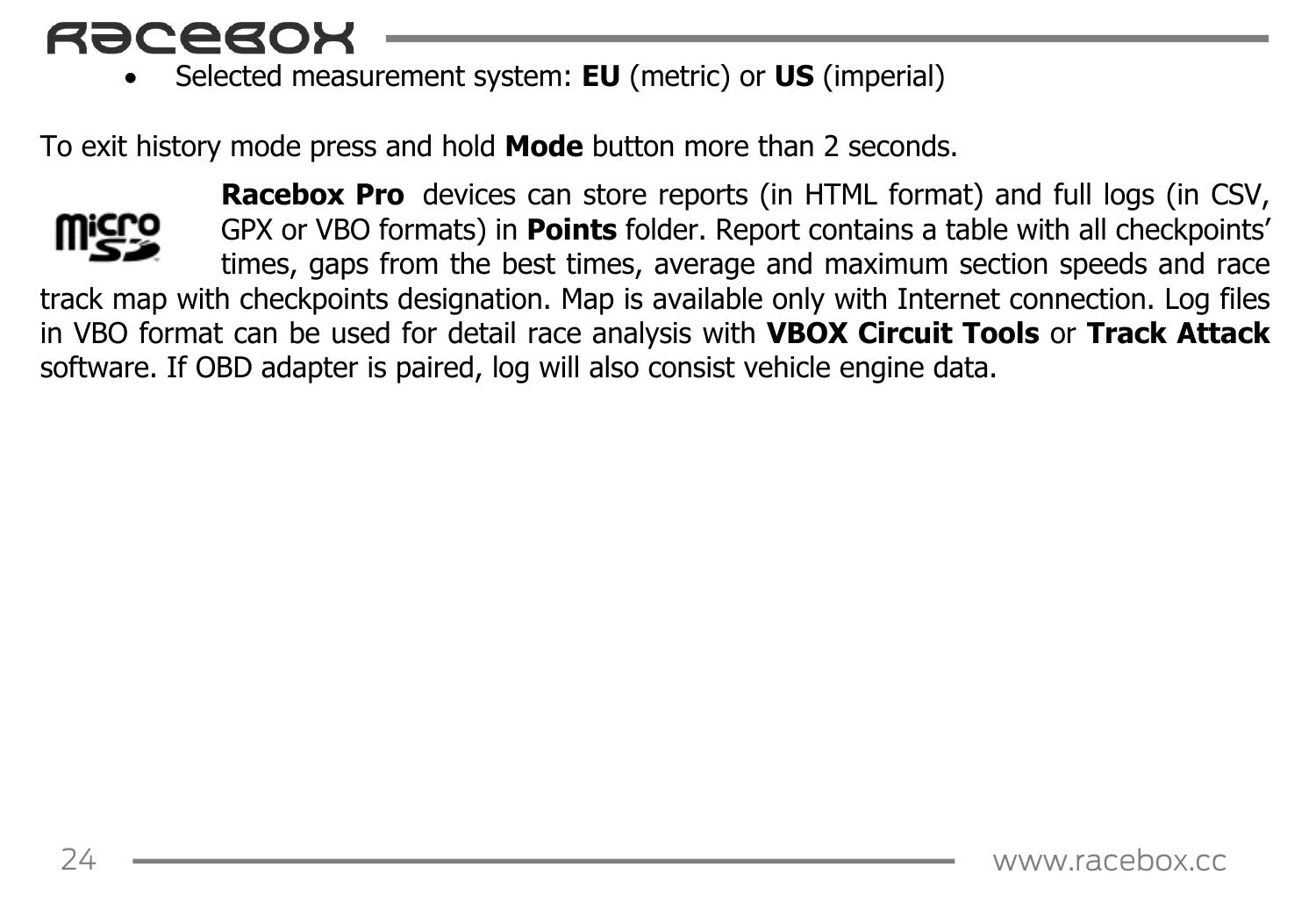- Selected measurement system: **EU** (metric) or **US** (imperial)

To exit history mode press and hold **Mode** button more than 2 seconds.

**Racebox Pro** devices can store reports (in HTML format) and full logs (in CSV, GPX or VBO formats) in **Points** folder. Report contains a table with all checkpoints' times, gaps from the best times, average and maximum section speeds and race track map with checkpoints designation. Map is available only with Internet connection. Log files in VBO format can be used for detail race analysis with **VBOX Circuit Tools** or **Track Attack** software. If OBD adapter is paired, log will also consist vehicle engine data.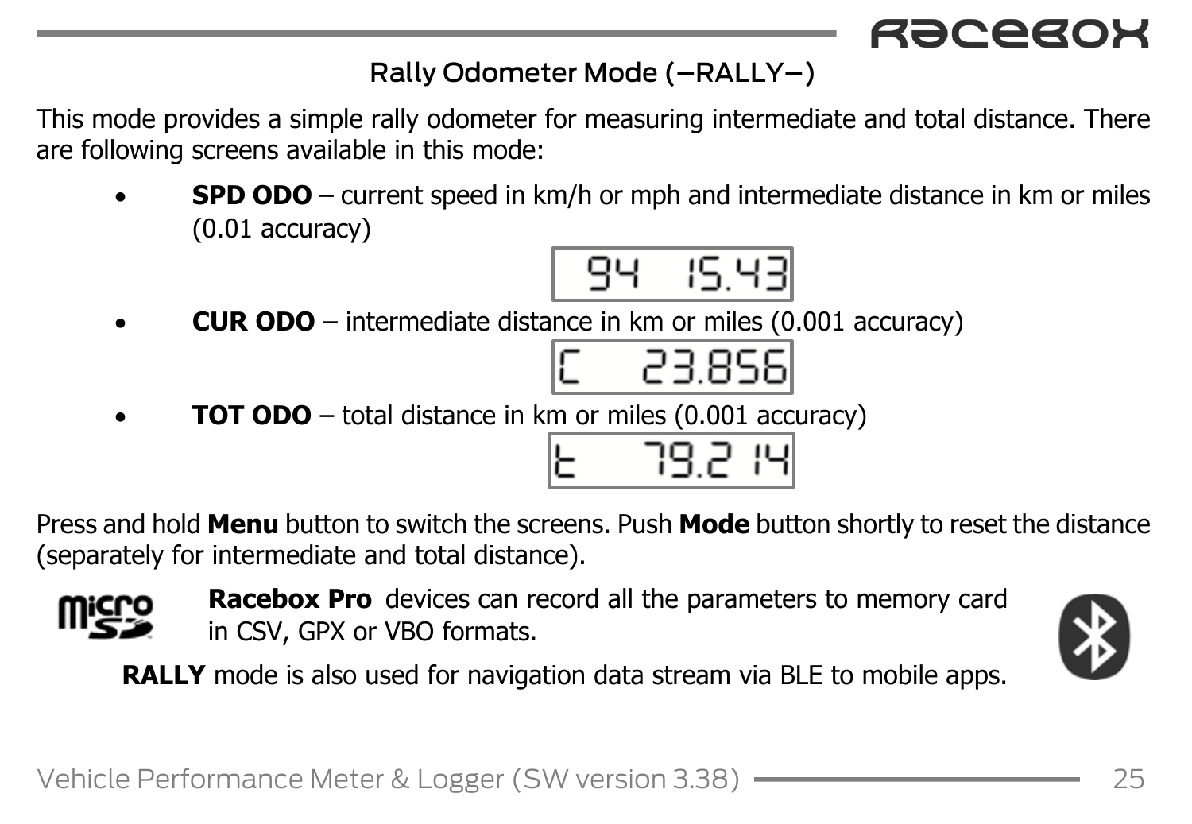## Rally Odometer Mode (–RALLY–)

This mode provides a simple rally odometer for measuring intermediate and total distance. There are following screens available in this mode:

- **SPD ODO** – current speed in km/h or mph and intermediate distance in km or miles (0.01 accuracy)

  `94  15.43`

- **CUR ODO** – intermediate distance in km or miles (0.001 accuracy)

  `C   23.856`

- **TOT ODO** – total distance in km or miles (0.001 accuracy)

  `t   79.214`

Press and hold **Menu** button to switch the screens. Push **Mode** button shortly to reset the distance (separately for intermediate and total distance).

**Racebox Pro** devices can record all the parameters to memory card in CSV, GPX or VBO formats.

**RALLY** mode is also used for navigation data stream via BLE to mobile apps.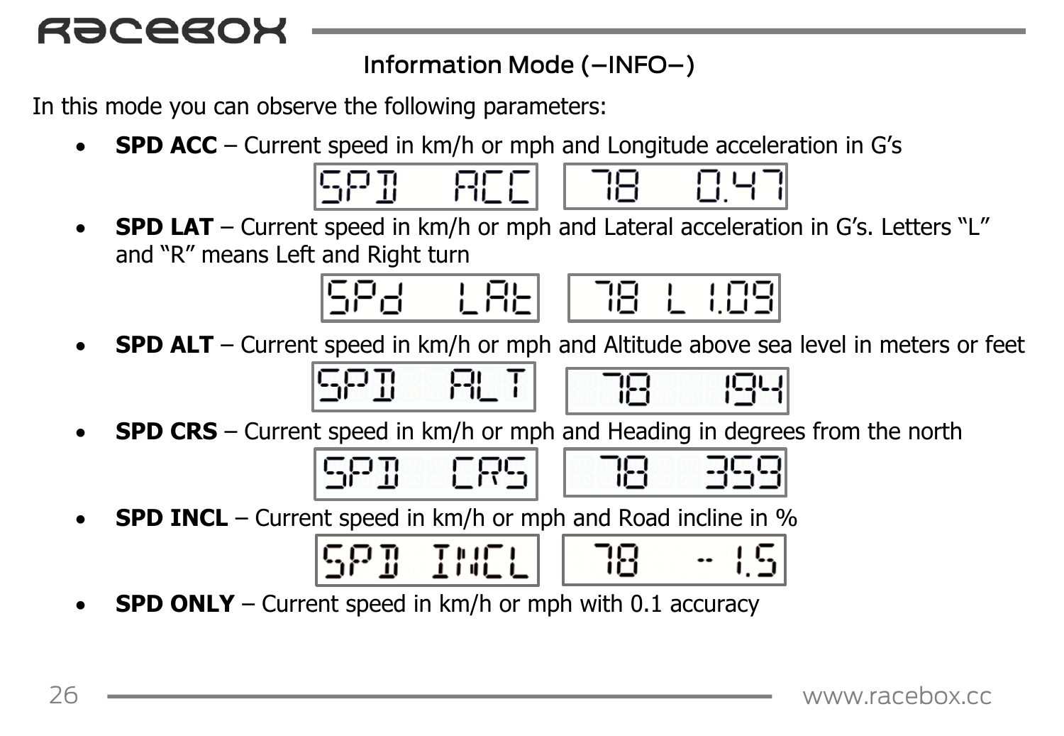## Information Mode (–INFO–)

In this mode you can observe the following parameters:

- **SPD ACC** – Current speed in km/h or mph and Longitude acceleration in G's

  SPD ACC | 78 0.47

- **SPD LAT** – Current speed in km/h or mph and Lateral acceleration in G's. Letters "L" and "R" means Left and Right turn

  SPd LAt | 78 L 1.09

- **SPD ALT** – Current speed in km/h or mph and Altitude above sea level in meters or feet

  SPD ALT | 78 194

- **SPD CRS** – Current speed in km/h or mph and Heading in degrees from the north

  SPD CRS | 78 359

- **SPD INCL** – Current speed in km/h or mph and Road incline in %

  SPD INCL | 78 - 1.5

- **SPD ONLY** – Current speed in km/h or mph with 0.1 accuracy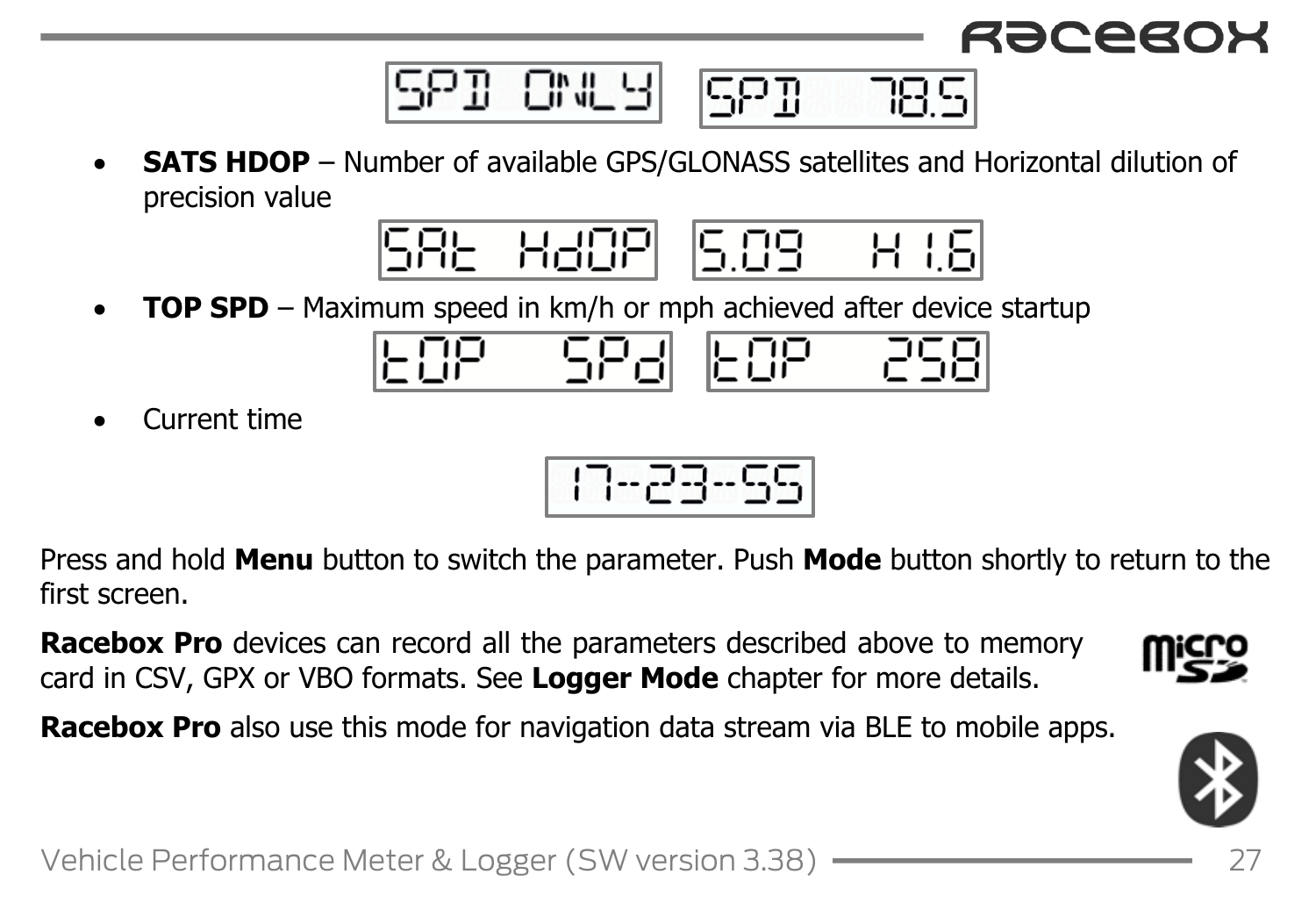- **SATS HDOP** – Number of available GPS/GLONASS satellites and Horizontal dilution of precision value
- **TOP SPD** – Maximum speed in km/h or mph achieved after device startup
- Current time

Press and hold **Menu** button to switch the parameter. Push **Mode** button shortly to return to the first screen.

**Racebox Pro** devices can record all the parameters described above to memory card in CSV, GPX or VBO formats. See **Logger Mode** chapter for more details.

**Racebox Pro** also use this mode for navigation data stream via BLE to mobile apps.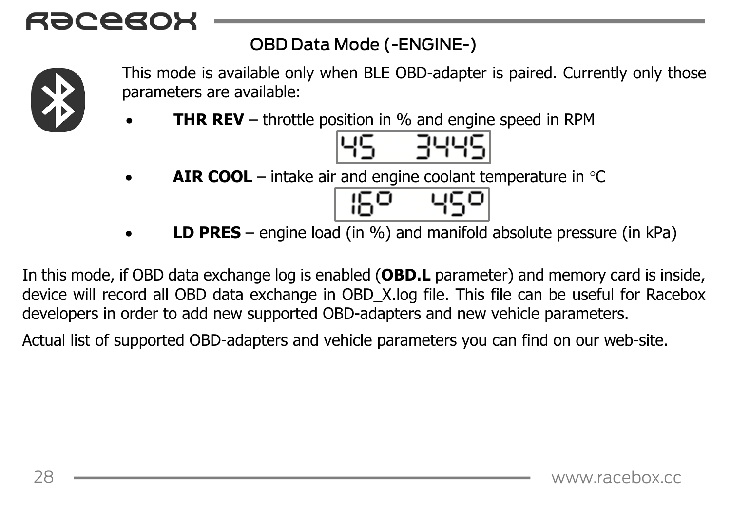## OBD Data Mode (-ENGINE-)

This mode is available only when BLE OBD-adapter is paired. Currently only those parameters are available:

- **THR REV** – throttle position in % and engine speed in RPM
- **AIR COOL** – intake air and engine coolant temperature in °C
- **LD PRES** – engine load (in %) and manifold absolute pressure (in kPa)

In this mode, if OBD data exchange log is enabled (**OBD.L** parameter) and memory card is inside, device will record all OBD data exchange in OBD_X.log file. This file can be useful for Racebox developers in order to add new supported OBD-adapters and new vehicle parameters.

Actual list of supported OBD-adapters and vehicle parameters you can find on our web-site.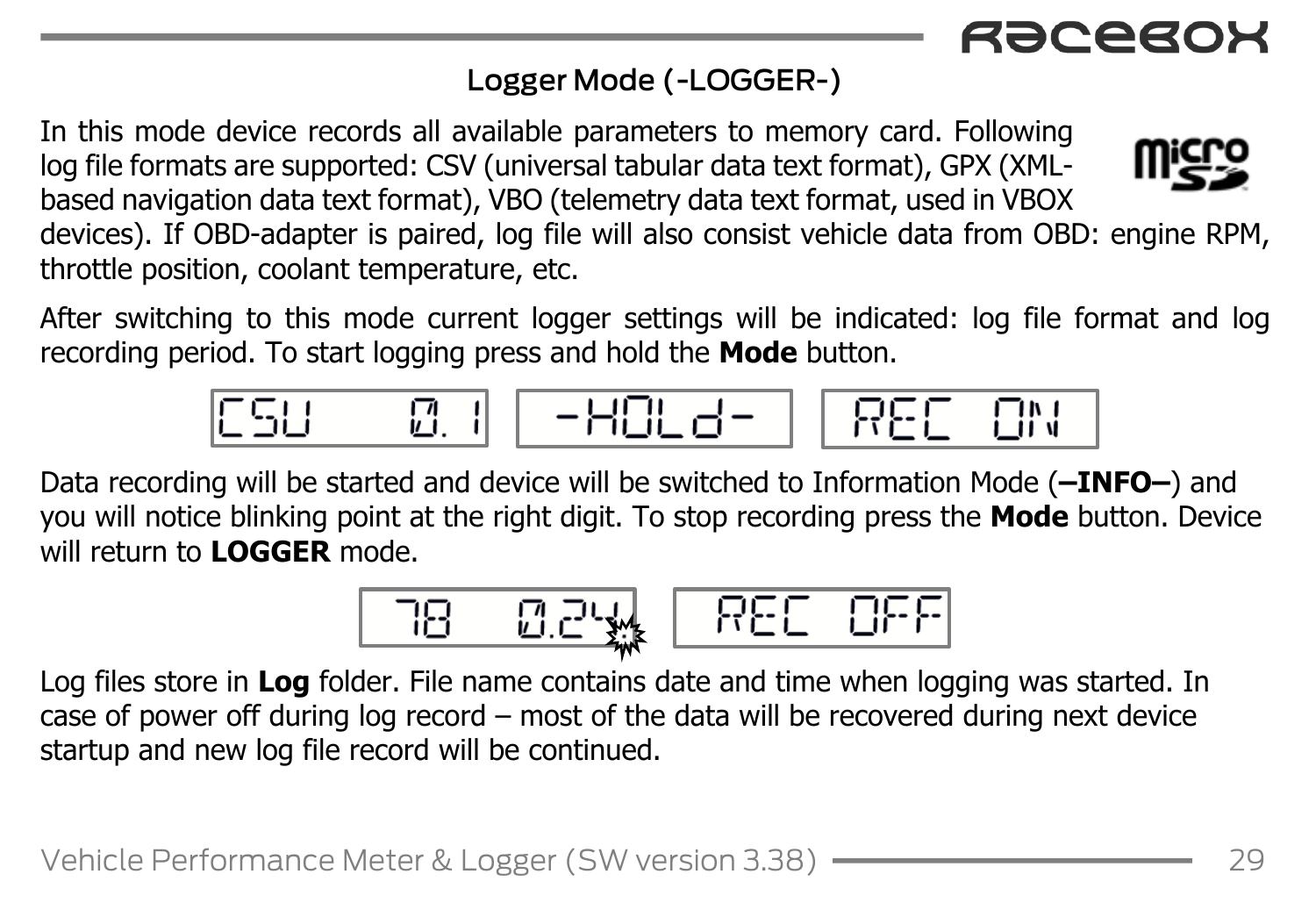## Logger Mode (-LOGGER-)

In this mode device records all available parameters to memory card. Following log file formats are supported: CSV (universal tabular data text format), GPX (XML-based navigation data text format), VBO (telemetry data text format, used in VBOX devices). If OBD-adapter is paired, log file will also consist vehicle data from OBD: engine RPM, throttle position, coolant temperature, etc.

After switching to this mode current logger settings will be indicated: log file format and log recording period. To start logging press and hold the **Mode** button.

Data recording will be started and device will be switched to Information Mode (**–INFO–**) and you will notice blinking point at the right digit. To stop recording press the **Mode** button. Device will return to **LOGGER** mode.

Log files store in **Log** folder. File name contains date and time when logging was started. In case of power off during log record – most of the data will be recovered during next device startup and new log file record will be continued.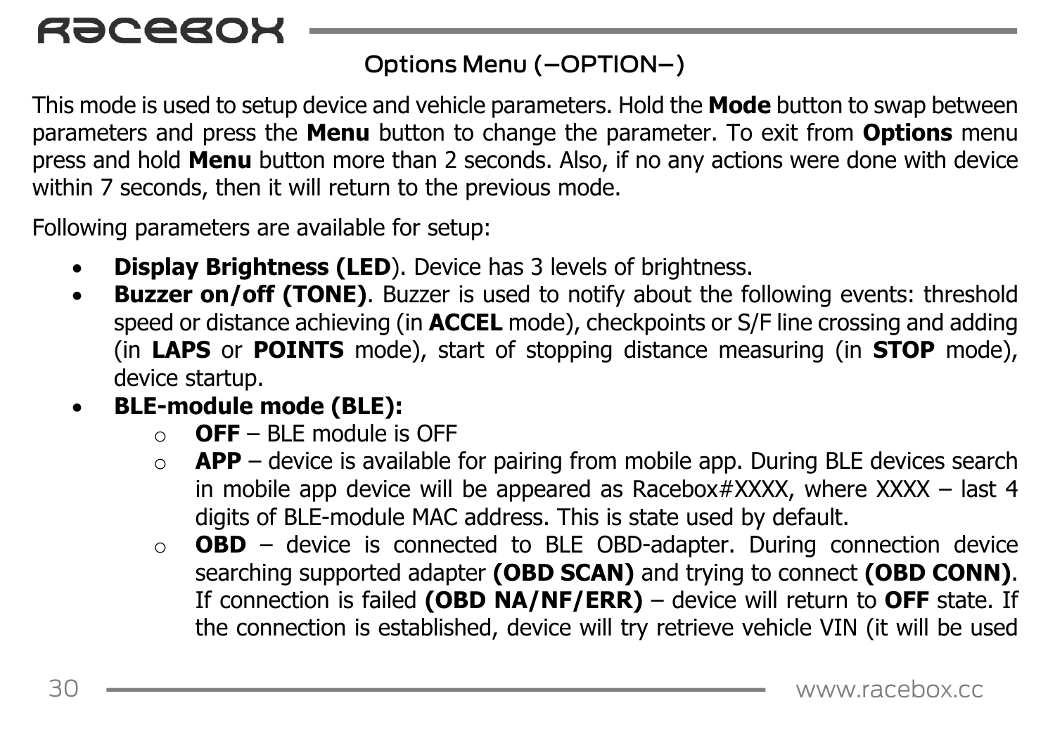## Options Menu (–OPTION–)

This mode is used to setup device and vehicle parameters. Hold the **Mode** button to swap between parameters and press the **Menu** button to change the parameter. To exit from **Options** menu press and hold **Menu** button more than 2 seconds. Also, if no any actions were done with device within 7 seconds, then it will return to the previous mode.

Following parameters are available for setup:

- **Display Brightness (LED**). Device has 3 levels of brightness.
- **Buzzer on/off (TONE)**. Buzzer is used to notify about the following events: threshold speed or distance achieving (in **ACCEL** mode), checkpoints or S/F line crossing and adding (in **LAPS** or **POINTS** mode), start of stopping distance measuring (in **STOP** mode), device startup.
- **BLE-module mode (BLE):**
  - **OFF** – BLE module is OFF
  - **APP** – device is available for pairing from mobile app. During BLE devices search in mobile app device will be appeared as Racebox#XXXX, where XXXX – last 4 digits of BLE-module MAC address. This is state used by default.
  - **OBD** – device is connected to BLE OBD-adapter. During connection device searching supported adapter **(OBD SCAN)** and trying to connect **(OBD CONN)**. If connection is failed **(OBD NA/NF/ERR)** – device will return to **OFF** state. If the connection is established, device will try retrieve vehicle VIN (it will be used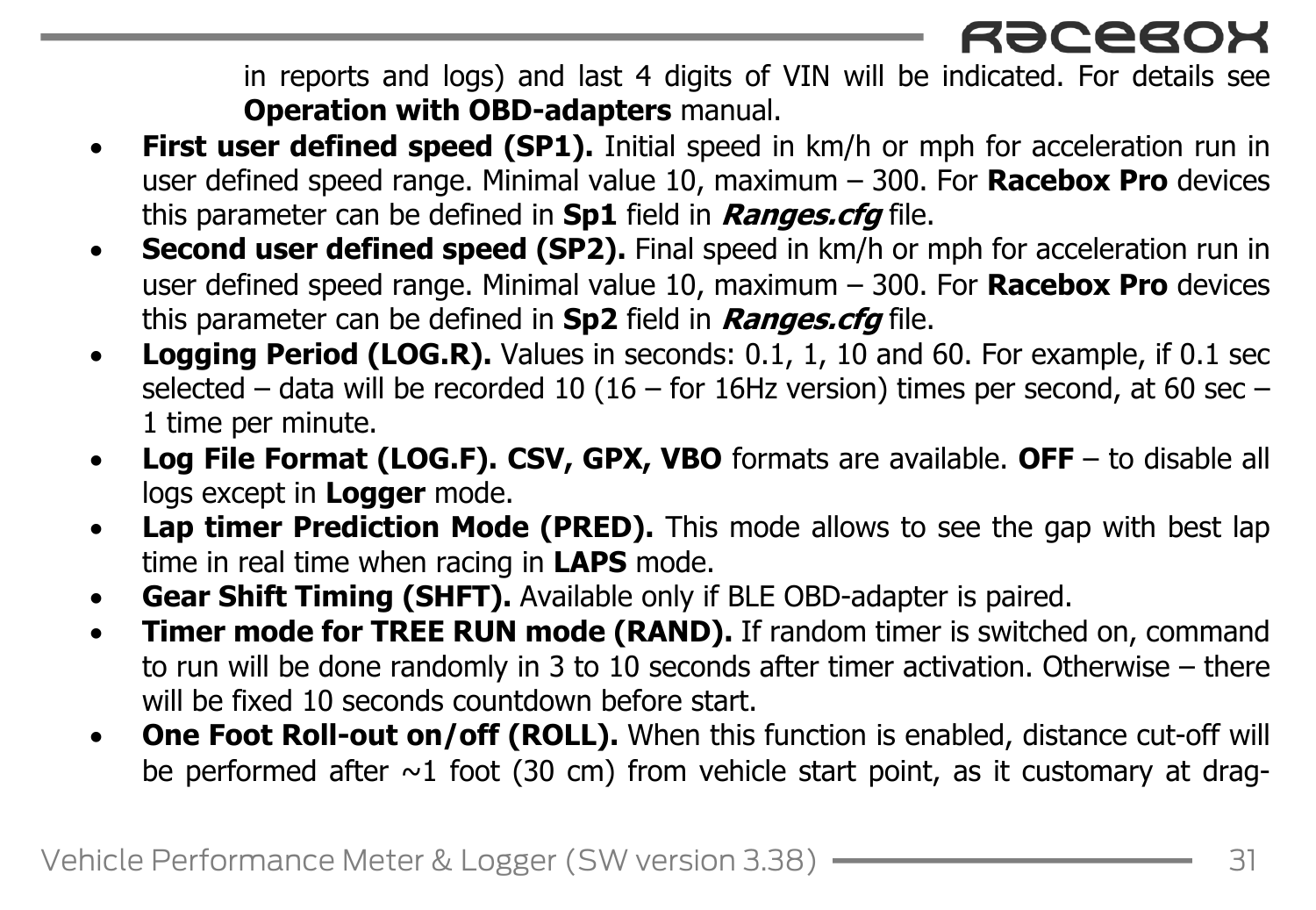in reports and logs) and last 4 digits of VIN will be indicated. For details see **Operation with OBD-adapters** manual.

- **First user defined speed (SP1).** Initial speed in km/h or mph for acceleration run in user defined speed range. Minimal value 10, maximum – 300. For **Racebox Pro** devices this parameter can be defined in **Sp1** field in ***Ranges.cfg*** file.
- **Second user defined speed (SP2).** Final speed in km/h or mph for acceleration run in user defined speed range. Minimal value 10, maximum – 300. For **Racebox Pro** devices this parameter can be defined in **Sp2** field in ***Ranges.cfg*** file.
- **Logging Period (LOG.R).** Values in seconds: 0.1, 1, 10 and 60. For example, if 0.1 sec selected – data will be recorded 10 (16 – for 16Hz version) times per second, at 60 sec – 1 time per minute.
- **Log File Format (LOG.F). CSV, GPX, VBO** formats are available. **OFF** – to disable all logs except in **Logger** mode.
- **Lap timer Prediction Mode (PRED).** This mode allows to see the gap with best lap time in real time when racing in **LAPS** mode.
- **Gear Shift Timing (SHFT).** Available only if BLE OBD-adapter is paired.
- **Timer mode for TREE RUN mode (RAND).** If random timer is switched on, command to run will be done randomly in 3 to 10 seconds after timer activation. Otherwise – there will be fixed 10 seconds countdown before start.
- **One Foot Roll-out on/off (ROLL).** When this function is enabled, distance cut-off will be performed after ~1 foot (30 cm) from vehicle start point, as it customary at drag-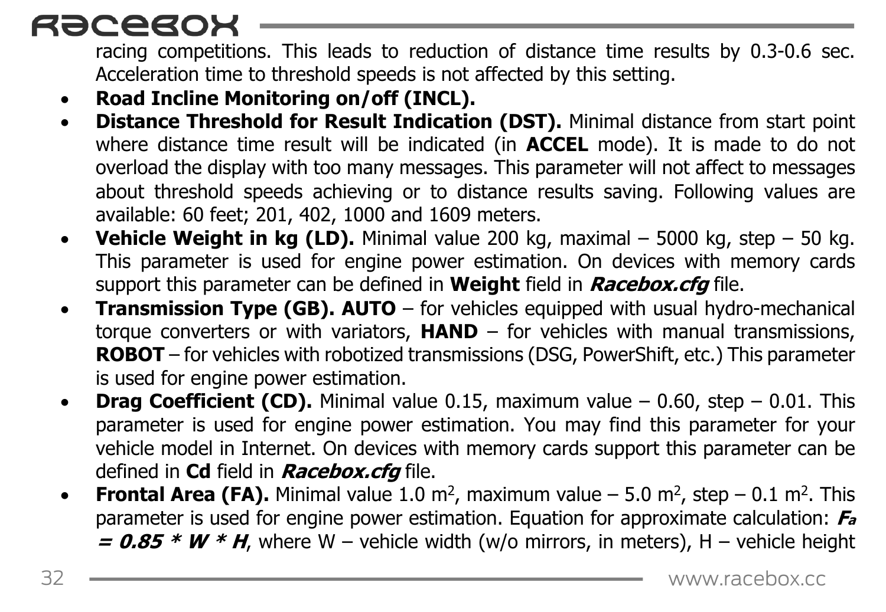racing competitions. This leads to reduction of distance time results by 0.3-0.6 sec. Acceleration time to threshold speeds is not affected by this setting.

- **Road Incline Monitoring on/off (INCL).**
- **Distance Threshold for Result Indication (DST).** Minimal distance from start point where distance time result will be indicated (in **ACCEL** mode). It is made to do not overload the display with too many messages. This parameter will not affect to messages about threshold speeds achieving or to distance results saving. Following values are available: 60 feet; 201, 402, 1000 and 1609 meters.
- **Vehicle Weight in kg (LD).** Minimal value 200 kg, maximal – 5000 kg, step – 50 kg. This parameter is used for engine power estimation. On devices with memory cards support this parameter can be defined in **Weight** field in ***Racebox.cfg*** file.
- **Transmission Type (GB). AUTO** – for vehicles equipped with usual hydro-mechanical torque converters or with variators, **HAND** – for vehicles with manual transmissions, **ROBOT** – for vehicles with robotized transmissions (DSG, PowerShift, etc.) This parameter is used for engine power estimation.
- **Drag Coefficient (CD).** Minimal value 0.15, maximum value – 0.60, step – 0.01. This parameter is used for engine power estimation. You may find this parameter for your vehicle model in Internet. On devices with memory cards support this parameter can be defined in **Cd** field in ***Racebox.cfg*** file.
- **Frontal Area (FA).** Minimal value 1.0 $m^2$, maximum value – 5.0 $m^2$, step – 0.1 $m^2$. This parameter is used for engine power estimation. Equation for approximate calculation: $F_a = 0.85 * W * H$, where W – vehicle width (w/o mirrors, in meters), H – vehicle height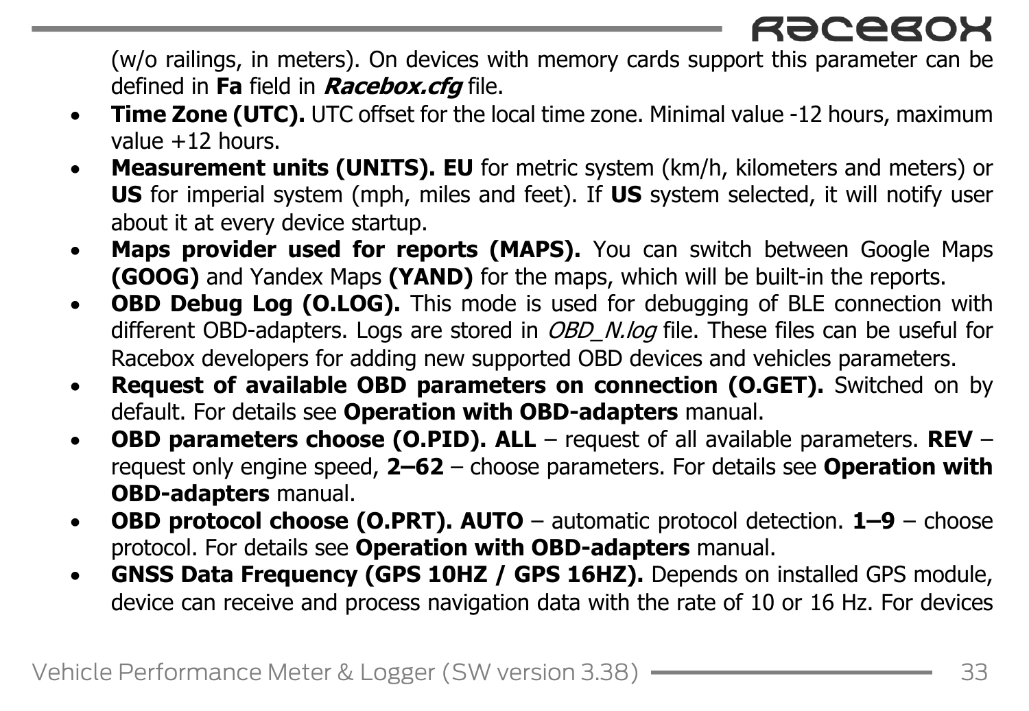(w/o railings, in meters). On devices with memory cards support this parameter can be defined in **Fa** field in ***Racebox.cfg*** file.

- **Time Zone (UTC).** UTC offset for the local time zone. Minimal value -12 hours, maximum value +12 hours.
- **Measurement units (UNITS). EU** for metric system (km/h, kilometers and meters) or **US** for imperial system (mph, miles and feet). If **US** system selected, it will notify user about it at every device startup.
- **Maps provider used for reports (MAPS).** You can switch between Google Maps **(GOOG)** and Yandex Maps **(YAND)** for the maps, which will be built-in the reports.
- **OBD Debug Log (O.LOG).** This mode is used for debugging of BLE connection with different OBD-adapters. Logs are stored in *OBD_N.log* file. These files can be useful for Racebox developers for adding new supported OBD devices and vehicles parameters.
- **Request of available OBD parameters on connection (O.GET).** Switched on by default. For details see **Operation with OBD-adapters** manual.
- **OBD parameters choose (O.PID). ALL** – request of all available parameters. **REV** – request only engine speed, **2–62** – choose parameters. For details see **Operation with OBD-adapters** manual.
- **OBD protocol choose (O.PRT). AUTO** – automatic protocol detection. **1–9** – choose protocol. For details see **Operation with OBD-adapters** manual.
- **GNSS Data Frequency (GPS 10HZ / GPS 16HZ).** Depends on installed GPS module, device can receive and process navigation data with the rate of 10 or 16 Hz. For devices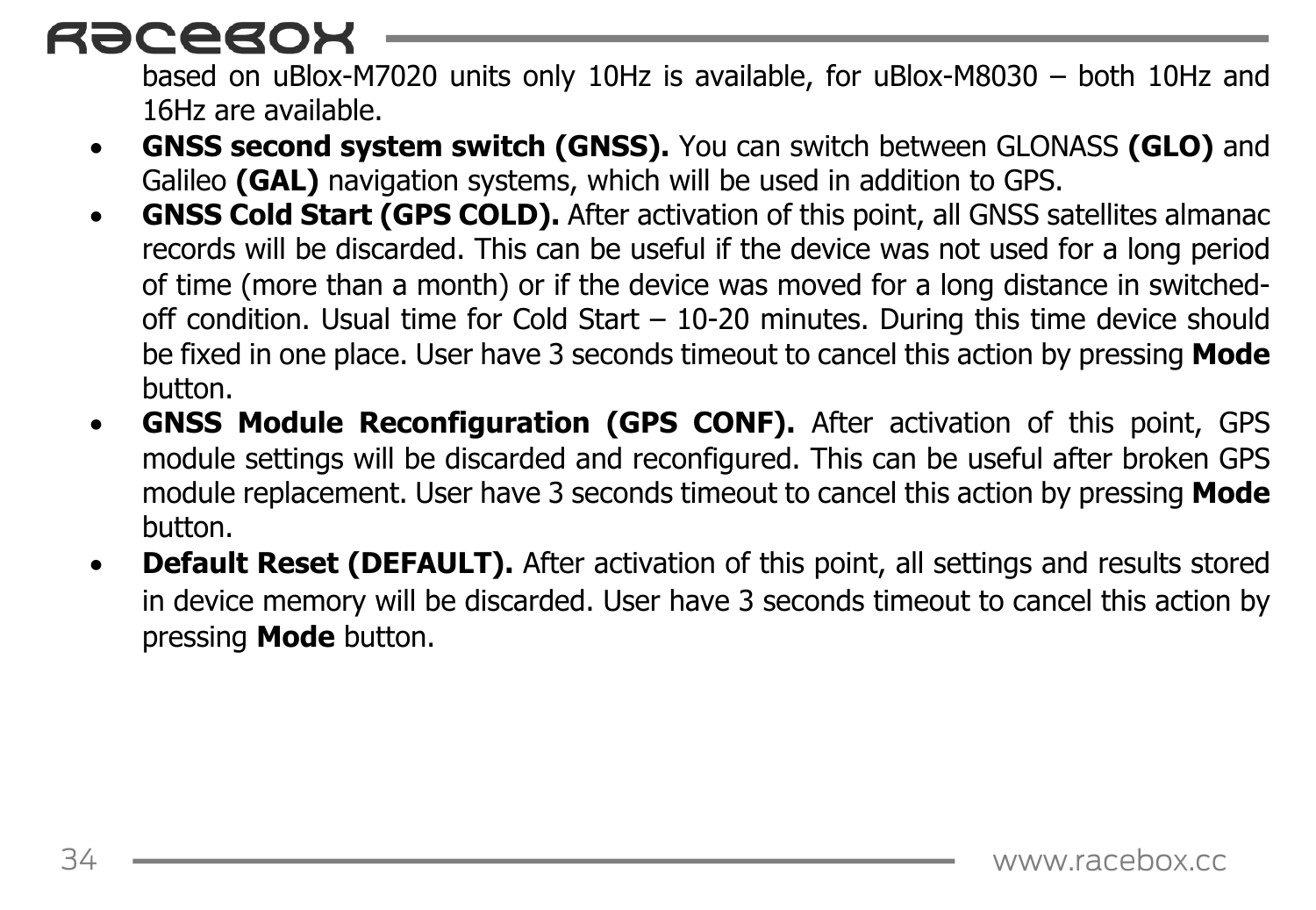based on uBlox-M7020 units only 10Hz is available, for uBlox-M8030 – both 10Hz and 16Hz are available.

- **GNSS second system switch (GNSS).** You can switch between GLONASS **(GLO)** and Galileo **(GAL)** navigation systems, which will be used in addition to GPS.
- **GNSS Cold Start (GPS COLD).** After activation of this point, all GNSS satellites almanac records will be discarded. This can be useful if the device was not used for a long period of time (more than a month) or if the device was moved for a long distance in switched-off condition. Usual time for Cold Start – 10-20 minutes. During this time device should be fixed in one place. User have 3 seconds timeout to cancel this action by pressing **Mode** button.
- **GNSS Module Reconfiguration (GPS CONF).** After activation of this point, GPS module settings will be discarded and reconfigured. This can be useful after broken GPS module replacement. User have 3 seconds timeout to cancel this action by pressing **Mode** button.
- **Default Reset (DEFAULT).** After activation of this point, all settings and results stored in device memory will be discarded. User have 3 seconds timeout to cancel this action by pressing **Mode** button.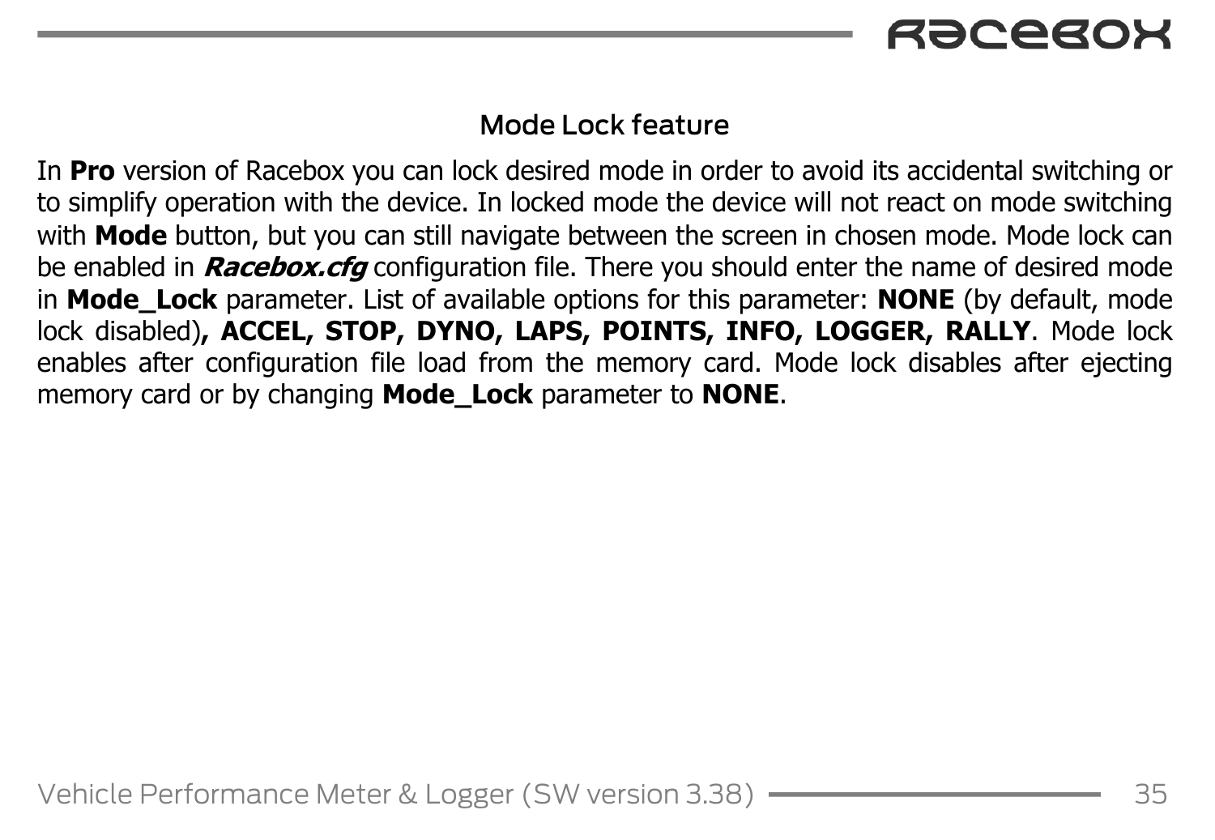## Mode Lock feature

In **Pro** version of Racebox you can lock desired mode in order to avoid its accidental switching or to simplify operation with the device. In locked mode the device will not react on mode switching with **Mode** button, but you can still navigate between the screen in chosen mode. Mode lock can be enabled in ***Racebox.cfg*** configuration file. There you should enter the name of desired mode in **Mode_Lock** parameter. List of available options for this parameter: **NONE** (by default, mode lock disabled)**, ACCEL, STOP, DYNO, LAPS, POINTS, INFO, LOGGER, RALLY**. Mode lock enables after configuration file load from the memory card. Mode lock disables after ejecting memory card or by changing **Mode_Lock** parameter to **NONE**.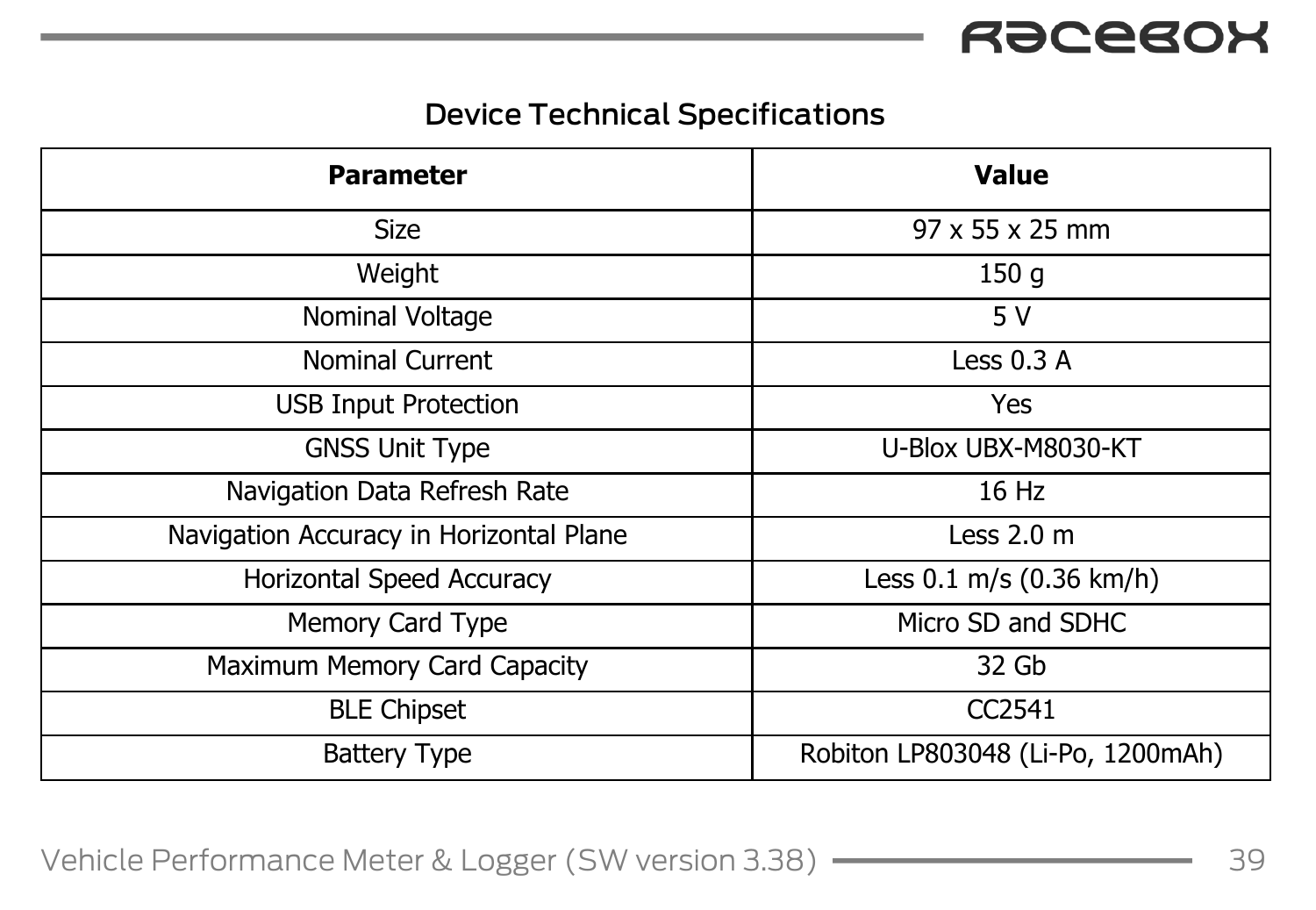## Device Technical Specifications

| Parameter | Value |
|---|---|
| Size | 97 x 55 x 25 mm |
| Weight | 150 g |
| Nominal Voltage | 5 V |
| Nominal Current | Less 0.3 A |
| USB Input Protection | Yes |
| GNSS Unit Type | U-Blox UBX-M8030-KT |
| Navigation Data Refresh Rate | 16 Hz |
| Navigation Accuracy in Horizontal Plane | Less 2.0 m |
| Horizontal Speed Accuracy | Less 0.1 m/s (0.36 km/h) |
| Memory Card Type | Micro SD and SDHC |
| Maximum Memory Card Capacity | 32 Gb |
| BLE Chipset | CC2541 |
| Battery Type | Robiton LP803048 (Li-Po, 1200mAh) |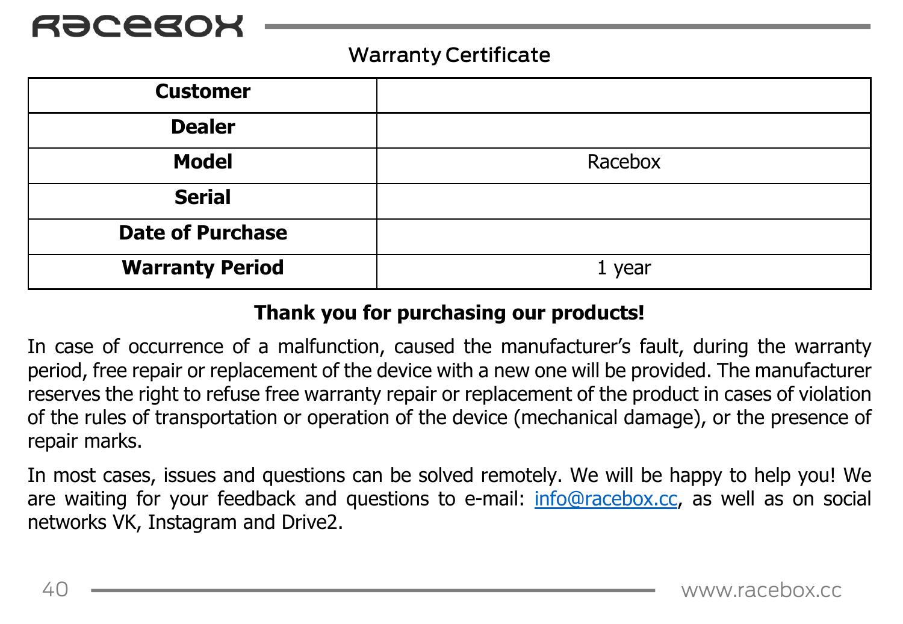## Warranty Certificate

| | |
|---|---|
| **Customer** | |
| **Dealer** | |
| **Model** | Racebox |
| **Serial** | |
| **Date of Purchase** | |
| **Warranty Period** | 1 year |

**Thank you for purchasing our products!**

In case of occurrence of a malfunction, caused the manufacturer's fault, during the warranty period, free repair or replacement of the device with a new one will be provided. The manufacturer reserves the right to refuse free warranty repair or replacement of the product in cases of violation of the rules of transportation or operation of the device (mechanical damage), or the presence of repair marks.

In most cases, issues and questions can be solved remotely. We will be happy to help you! We are waiting for your feedback and questions to e-mail: info@racebox.cc, as well as on social networks VK, Instagram and Drive2.